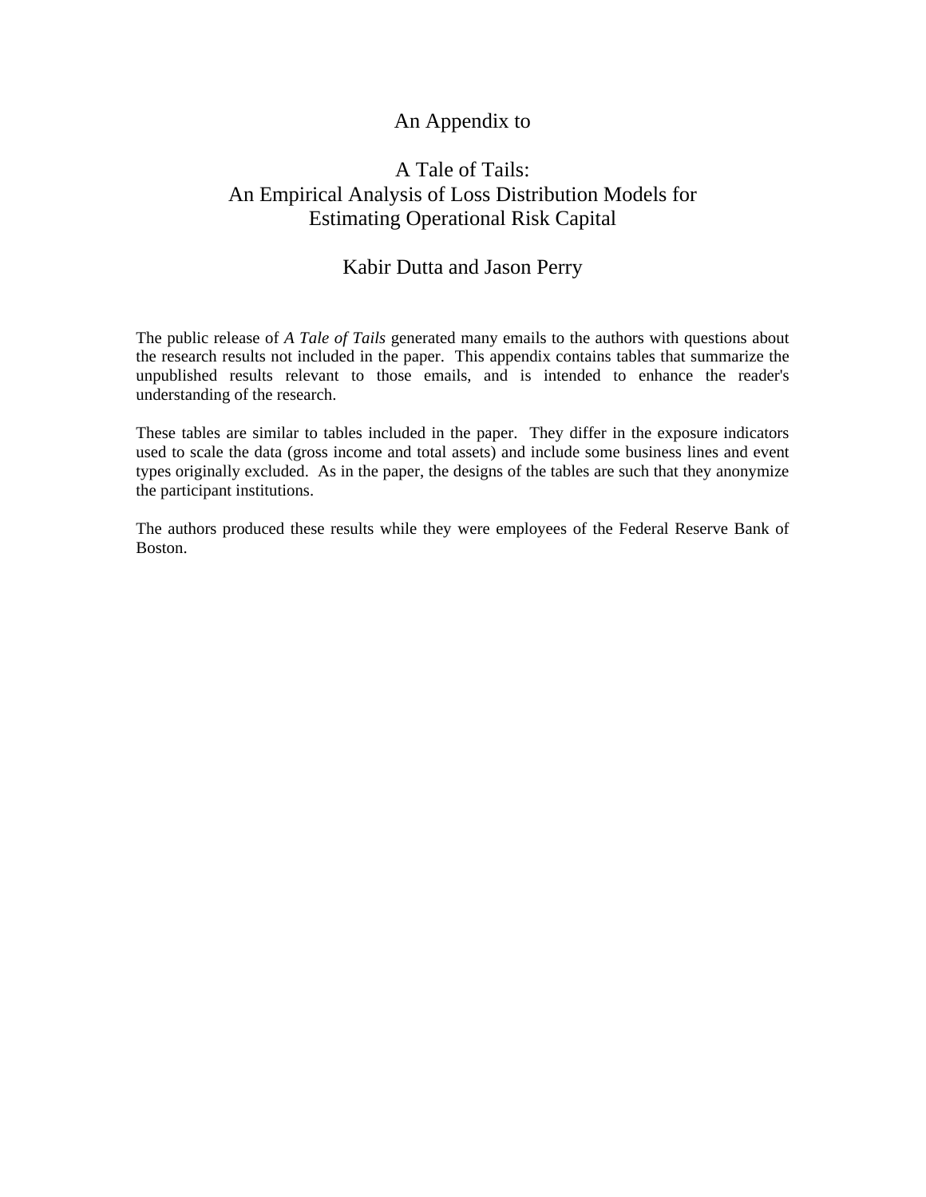# An Appendix to

# A Tale of Tails: An Empirical Analysis of Loss Distribution Models for Estimating Operational Risk Capital

## Kabir Dutta and Jason Perry

The public release of *A Tale of Tails* generated many emails to the authors with questions about the research results not included in the paper. This appendix contains tables that summarize the unpublished results relevant to those emails, and is intended to enhance the reader's understanding of the research.

These tables are similar to tables included in the paper. They differ in the exposure indicators used to scale the data (gross income and total assets) and include some business lines and event types originally excluded. As in the paper, the designs of the tables are such that they anonymize the participant institutions.

The authors produced these results while they were employees of the Federal Reserve Bank of Boston.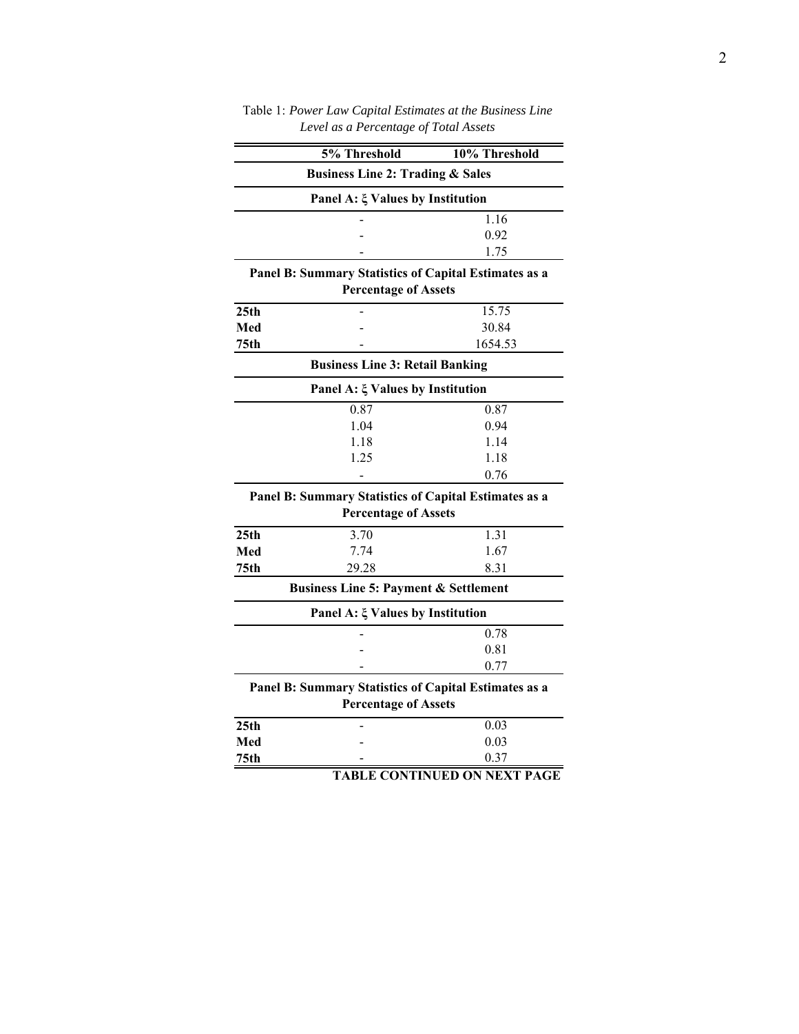Table 1: *Power Law Capital Estimates at the Business Line Level as a Percentage of Total Assets*

| | 5% Threshold | 10% Threshold |
|---|---|---|
| **Business Line 2: Trading & Sales** | | |
| **Panel A: ξ Values by Institution** | | |
| | - | 1.16 |
| | - | 0.92 |
| | - | 1.75 |
| **Panel B: Summary Statistics of Capital Estimates as a Percentage of Assets** | | |
| **25th** | - | 15.75 |
| **Med** | - | 30.84 |
| **75th** | - | 1654.53 |
| **Business Line 3: Retail Banking** | | |
| **Panel A: ξ Values by Institution** | | |
| | 0.87 | 0.87 |
| | 1.04 | 0.94 |
| | 1.18 | 1.14 |
| | 1.25 | 1.18 |
| | - | 0.76 |
| **Panel B: Summary Statistics of Capital Estimates as a Percentage of Assets** | | |
| **25th** | 3.70 | 1.31 |
| **Med** | 7.74 | 1.67 |
| **75th** | 29.28 | 8.31 |
| **Business Line 5: Payment & Settlement** | | |
| **Panel A: ξ Values by Institution** | | |
| | - | 0.78 |
| | - | 0.81 |
| | - | 0.77 |
| **Panel B: Summary Statistics of Capital Estimates as a Percentage of Assets** | | |
| **25th** | - | 0.03 |
| **Med** | - | 0.03 |
| **75th** | - | 0.37 |

**TABLE CONTINUED ON NEXT PAGE**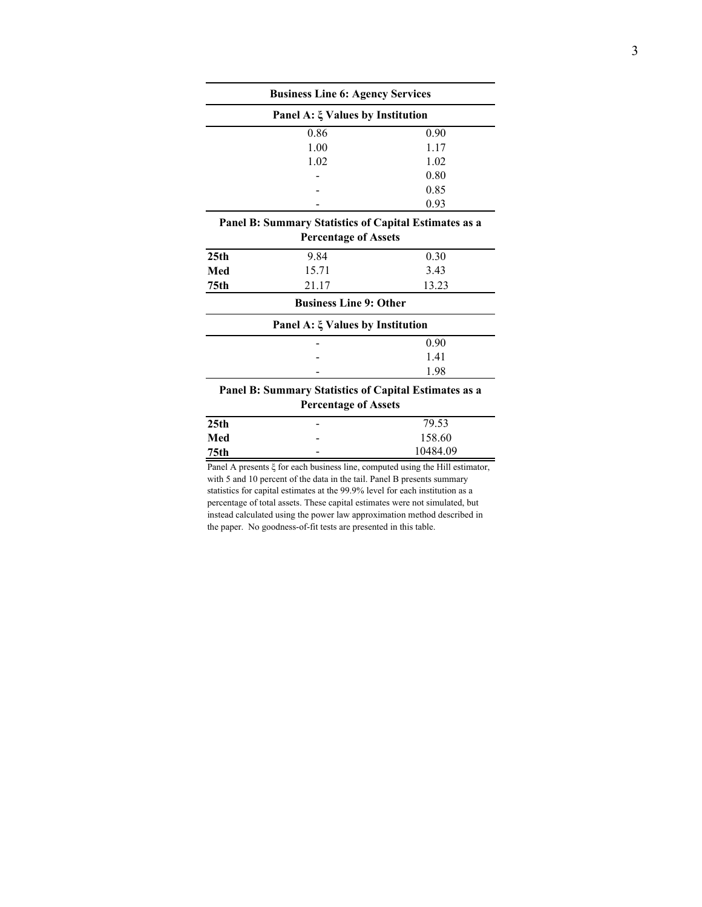| **Business Line 6: Agency Services** | | |
|---|---|---|
| **Panel A: $\xi$ Values by Institution** | | |
| | 0.86 | 0.90 |
| | 1.00 | 1.17 |
| | 1.02 | 1.02 |
| | - | 0.80 |
| | - | 0.85 |
| | - | 0.93 |
| **Panel B: Summary Statistics of Capital Estimates as a Percentage of Assets** | | |
| **25th** | 9.84 | 0.30 |
| **Med** | 15.71 | 3.43 |
| **75th** | 21.17 | 13.23 |
| **Business Line 9: Other** | | |
| **Panel A: $\xi$ Values by Institution** | | |
| | - | 0.90 |
| | - | 1.41 |
| | - | 1.98 |
| **Panel B: Summary Statistics of Capital Estimates as a Percentage of Assets** | | |
| **25th** | - | 79.53 |
| **Med** | - | 158.60 |
| **75th** | - | 10484.09 |

Panel A presents $\xi$ for each business line, computed using the Hill estimator, with 5 and 10 percent of the data in the tail. Panel B presents summary statistics for capital estimates at the 99.9% level for each institution as a percentage of total assets. These capital estimates were not simulated, but instead calculated using the power law approximation method described in the paper. No goodness-of-fit tests are presented in this table.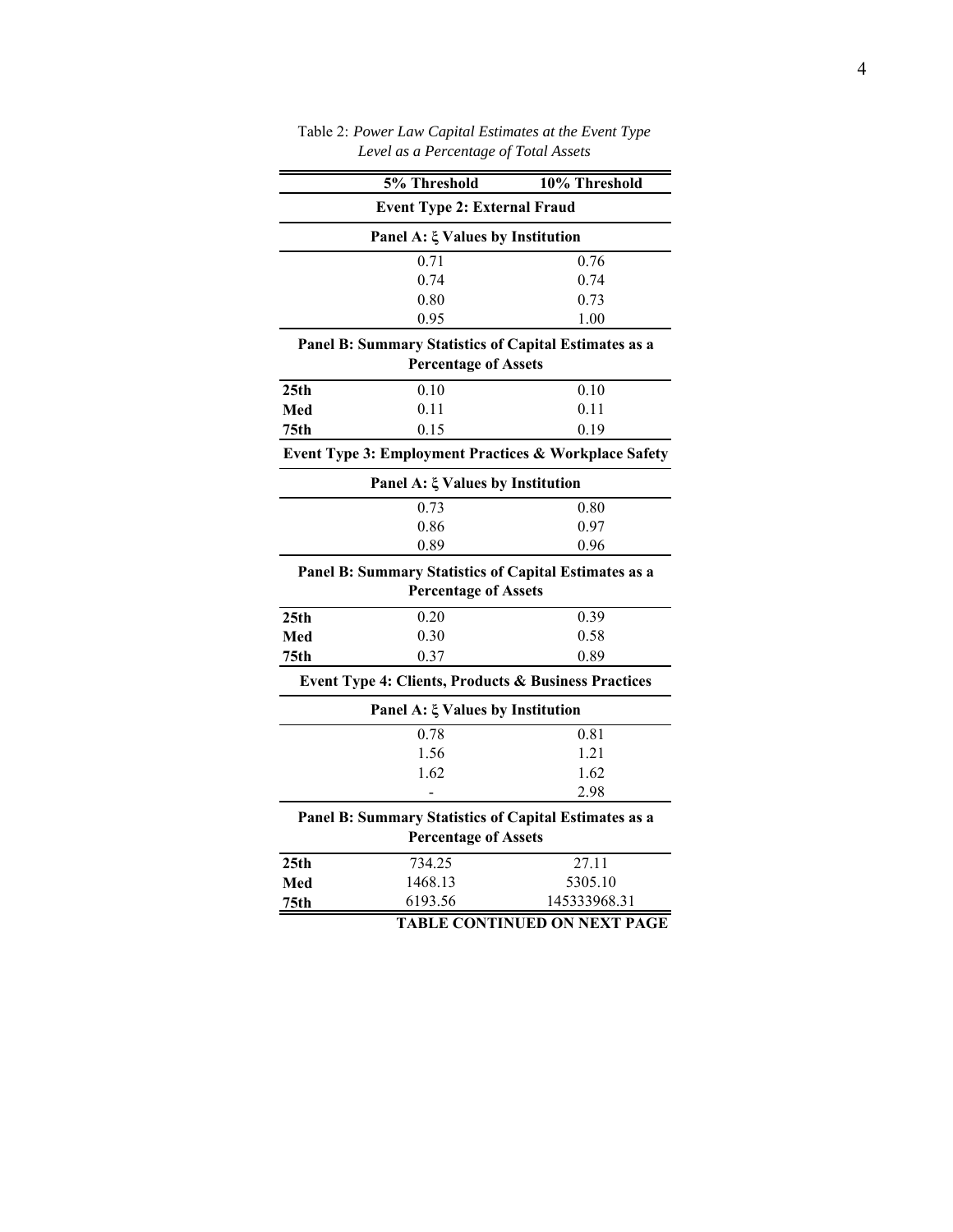Table 2: *Power Law Capital Estimates at the Event Type Level as a Percentage of Total Assets*

| | 5% Threshold | 10% Threshold |
|---|---|---|
| **Event Type 2: External Fraud** | | |
| **Panel A: ξ Values by Institution** | | |
| | 0.71 | 0.76 |
| | 0.74 | 0.74 |
| | 0.80 | 0.73 |
| | 0.95 | 1.00 |
| **Panel B: Summary Statistics of Capital Estimates as a Percentage of Assets** | | |
| **25th** | 0.10 | 0.10 |
| **Med** | 0.11 | 0.11 |
| **75th** | 0.15 | 0.19 |
| **Event Type 3: Employment Practices & Workplace Safety** | | |
| **Panel A: ξ Values by Institution** | | |
| | 0.73 | 0.80 |
| | 0.86 | 0.97 |
| | 0.89 | 0.96 |
| **Panel B: Summary Statistics of Capital Estimates as a Percentage of Assets** | | |
| **25th** | 0.20 | 0.39 |
| **Med** | 0.30 | 0.58 |
| **75th** | 0.37 | 0.89 |
| **Event Type 4: Clients, Products & Business Practices** | | |
| **Panel A: ξ Values by Institution** | | |
| | 0.78 | 0.81 |
| | 1.56 | 1.21 |
| | 1.62 | 1.62 |
| | - | 2.98 |
| **Panel B: Summary Statistics of Capital Estimates as a Percentage of Assets** | | |
| **25th** | 734.25 | 27.11 |
| **Med** | 1468.13 | 5305.10 |
| **75th** | 6193.56 | 145333968.31 |

**TABLE CONTINUED ON NEXT PAGE**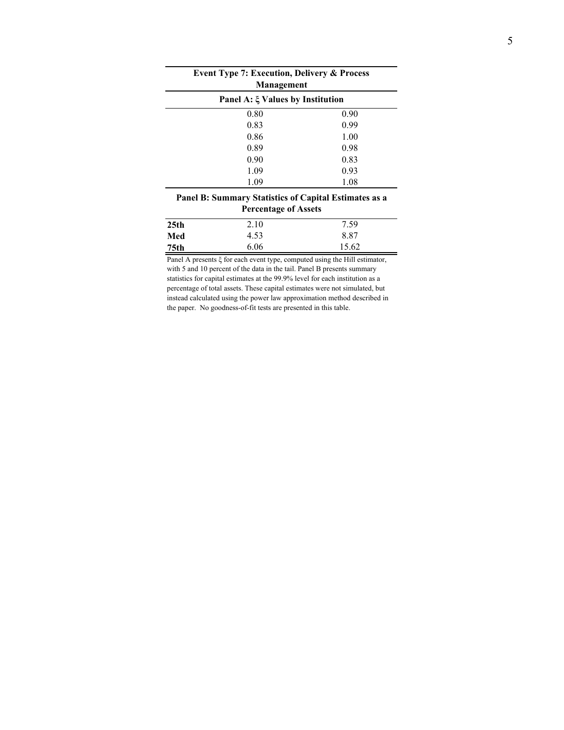| Event Type 7: Execution, Delivery & Process Management | | |
|---|---|---|
| **Panel A: ξ Values by Institution** | | |
| | 0.80 | 0.90 |
| | 0.83 | 0.99 |
| | 0.86 | 1.00 |
| | 0.89 | 0.98 |
| | 0.90 | 0.83 |
| | 1.09 | 0.93 |
| | 1.09 | 1.08 |
| **Panel B: Summary Statistics of Capital Estimates as a Percentage of Assets** | | |
| **25th** | 2.10 | 7.59 |
| **Med** | 4.53 | 8.87 |
| **75th** | 6.06 | 15.62 |

Panel A presents ξ for each event type, computed using the Hill estimator, with 5 and 10 percent of the data in the tail. Panel B presents summary statistics for capital estimates at the 99.9% level for each institution as a percentage of total assets. These capital estimates were not simulated, but instead calculated using the power law approximation method described in the paper. No goodness-of-fit tests are presented in this table.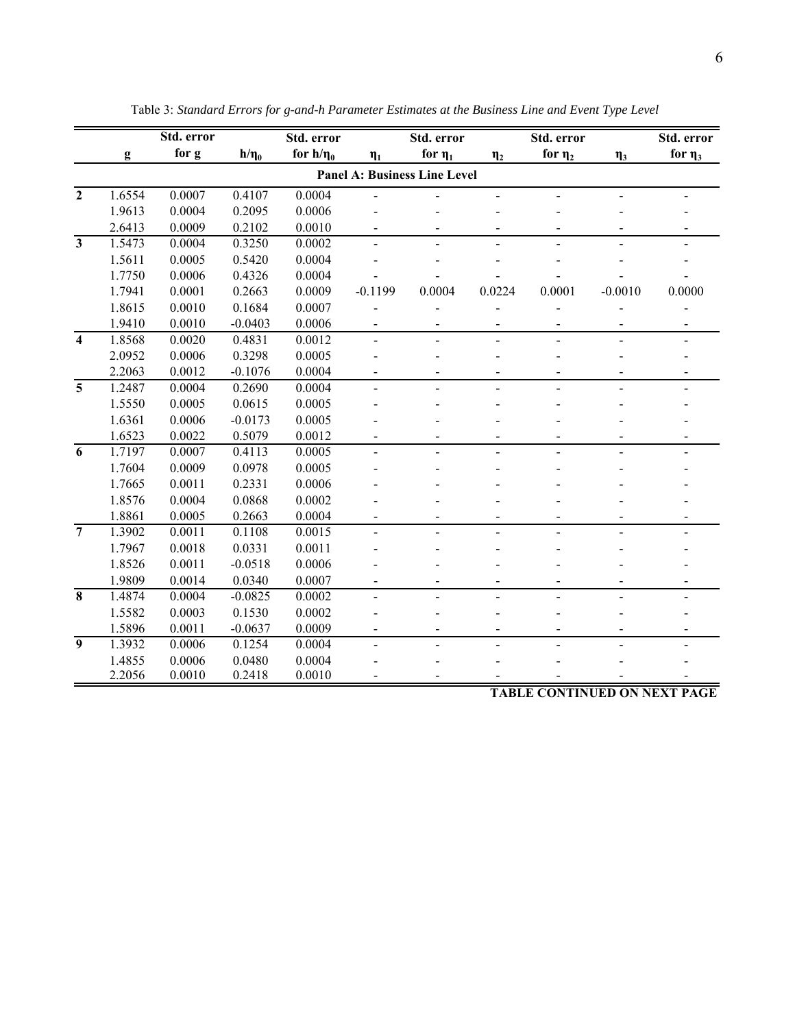Table 3: *Standard Errors for g-and-h Parameter Estimates at the Business Line and Event Type Level*

| | g | Std. error for g | $h/\eta_0$ | Std. error for $h/\eta_0$ | $\eta_1$ | Std. error for $\eta_1$ | $\eta_2$ | Std. error for $\eta_2$ | $\eta_3$ | Std. error for $\eta_3$ |
|---|---|---|---|---|---|---|---|---|---|---|
| **Panel A: Business Line Level** | | | | | | | | | | |
| **2** | 1.6554 | 0.0007 | 0.4107 | 0.0004 | - | - | - | - | - | - |
| | 1.9613 | 0.0004 | 0.2095 | 0.0006 | - | - | - | - | - | - |
| | 2.6413 | 0.0009 | 0.2102 | 0.0010 | - | - | - | - | - | - |
| **3** | 1.5473 | 0.0004 | 0.3250 | 0.0002 | - | - | - | - | - | - |
| | 1.5611 | 0.0005 | 0.5420 | 0.0004 | - | - | - | - | - | - |
| | 1.7750 | 0.0006 | 0.4326 | 0.0004 | - | - | - | - | - | - |
| | 1.7941 | 0.0001 | 0.2663 | 0.0009 | -0.1199 | 0.0004 | 0.0224 | 0.0001 | -0.0010 | 0.0000 |
| | 1.8615 | 0.0010 | 0.1684 | 0.0007 | - | - | - | - | - | - |
| | 1.9410 | 0.0010 | -0.0403 | 0.0006 | - | - | - | - | - | - |
| **4** | 1.8568 | 0.0020 | 0.4831 | 0.0012 | - | - | - | - | - | - |
| | 2.0952 | 0.0006 | 0.3298 | 0.0005 | - | - | - | - | - | - |
| | 2.2063 | 0.0012 | -0.1076 | 0.0004 | - | - | - | - | - | - |
| **5** | 1.2487 | 0.0004 | 0.2690 | 0.0004 | - | - | - | - | - | - |
| | 1.5550 | 0.0005 | 0.0615 | 0.0005 | - | - | - | - | - | - |
| | 1.6361 | 0.0006 | -0.0173 | 0.0005 | - | - | - | - | - | - |
| | 1.6523 | 0.0022 | 0.5079 | 0.0012 | - | - | - | - | - | - |
| **6** | 1.7197 | 0.0007 | 0.4113 | 0.0005 | - | - | - | - | - | - |
| | 1.7604 | 0.0009 | 0.0978 | 0.0005 | - | - | - | - | - | - |
| | 1.7665 | 0.0011 | 0.2331 | 0.0006 | - | - | - | - | - | - |
| | 1.8576 | 0.0004 | 0.0868 | 0.0002 | - | - | - | - | - | - |
| | 1.8861 | 0.0005 | 0.2663 | 0.0004 | - | - | - | - | - | - |
| **7** | 1.3902 | 0.0011 | 0.1108 | 0.0015 | - | - | - | - | - | - |
| | 1.7967 | 0.0018 | 0.0331 | 0.0011 | - | - | - | - | - | - |
| | 1.8526 | 0.0011 | -0.0518 | 0.0006 | - | - | - | - | - | - |
| | 1.9809 | 0.0014 | 0.0340 | 0.0007 | - | - | - | - | - | - |
| **8** | 1.4874 | 0.0004 | -0.0825 | 0.0002 | - | - | - | - | - | - |
| | 1.5582 | 0.0003 | 0.1530 | 0.0002 | - | - | - | - | - | - |
| | 1.5896 | 0.0011 | -0.0637 | 0.0009 | - | - | - | - | - | - |
| **9** | 1.3932 | 0.0006 | 0.1254 | 0.0004 | - | - | - | - | - | - |
| | 1.4855 | 0.0006 | 0.0480 | 0.0004 | - | - | - | - | - | - |
| | 2.2056 | 0.0010 | 0.2418 | 0.0010 | - | - | - | - | - | - |

**TABLE CONTINUED ON NEXT PAGE**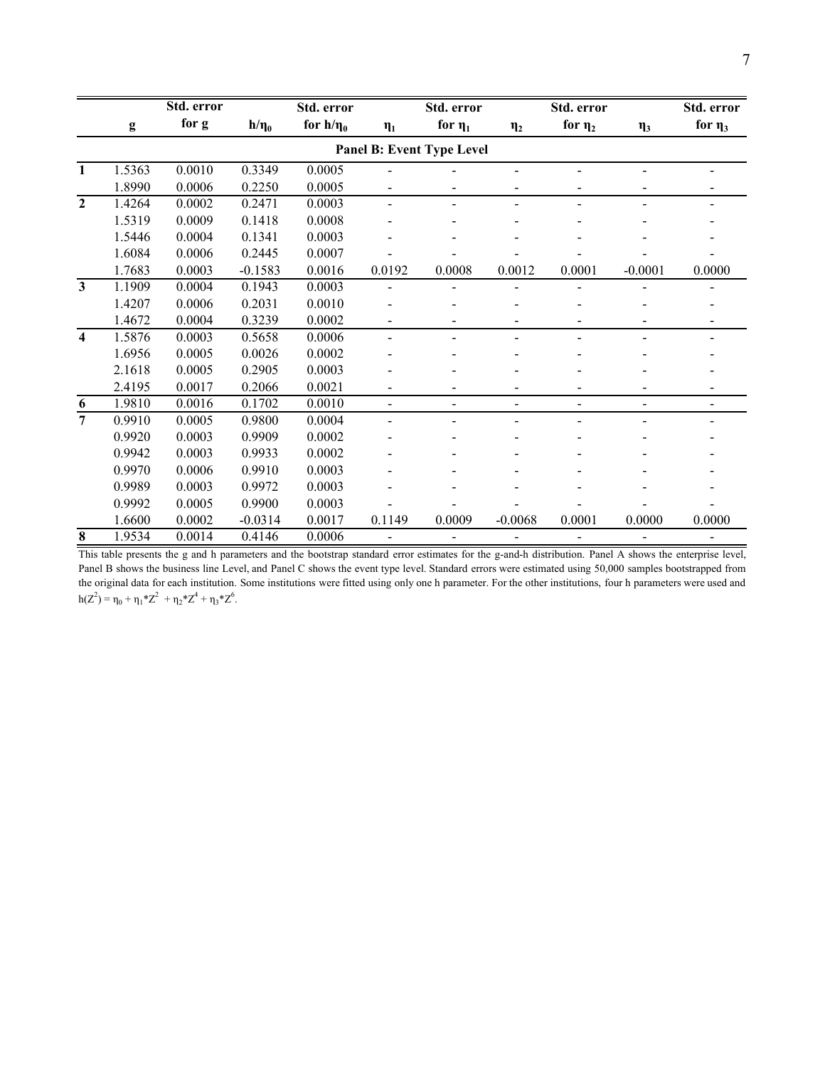|  | g | Std. error for g | $h/\eta_0$ | Std. error for $h/\eta_0$ | $\eta_1$ | Std. error for $\eta_1$ | $\eta_2$ | Std. error for $\eta_2$ | $\eta_3$ | Std. error for $\eta_3$ |
|---|---|---|---|---|---|---|---|---|---|---|
| **Panel B: Event Type Level** | | | | | | | | | | |
| **1** | 1.5363 | 0.0010 | 0.3349 | 0.0005 | - | - | - | - | - | - |
|  | 1.8990 | 0.0006 | 0.2250 | 0.0005 | - | - | - | - | - | - |
| **2** | 1.4264 | 0.0002 | 0.2471 | 0.0003 | - | - | - | - | - | - |
|  | 1.5319 | 0.0009 | 0.1418 | 0.0008 | - | - | - | - | - | - |
|  | 1.5446 | 0.0004 | 0.1341 | 0.0003 | - | - | - | - | - | - |
|  | 1.6084 | 0.0006 | 0.2445 | 0.0007 | - | - | - | - | - | - |
|  | 1.7683 | 0.0003 | -0.1583 | 0.0016 | 0.0192 | 0.0008 | 0.0012 | 0.0001 | -0.0001 | 0.0000 |
| **3** | 1.1909 | 0.0004 | 0.1943 | 0.0003 | - | - | - | - | - | - |
|  | 1.4207 | 0.0006 | 0.2031 | 0.0010 | - | - | - | - | - | - |
|  | 1.4672 | 0.0004 | 0.3239 | 0.0002 | - | - | - | - | - | - |
| **4** | 1.5876 | 0.0003 | 0.5658 | 0.0006 | - | - | - | - | - | - |
|  | 1.6956 | 0.0005 | 0.0026 | 0.0002 | - | - | - | - | - | - |
|  | 2.1618 | 0.0005 | 0.2905 | 0.0003 | - | - | - | - | - | - |
|  | 2.4195 | 0.0017 | 0.2066 | 0.0021 | - | - | - | - | - | - |
| **6** | 1.9810 | 0.0016 | 0.1702 | 0.0010 | - | - | - | - | - | - |
| **7** | 0.9910 | 0.0005 | 0.9800 | 0.0004 | - | - | - | - | - | - |
|  | 0.9920 | 0.0003 | 0.9909 | 0.0002 | - | - | - | - | - | - |
|  | 0.9942 | 0.0003 | 0.9933 | 0.0002 | - | - | - | - | - | - |
|  | 0.9970 | 0.0006 | 0.9910 | 0.0003 | - | - | - | - | - | - |
|  | 0.9989 | 0.0003 | 0.9972 | 0.0003 | - | - | - | - | - | - |
|  | 0.9992 | 0.0005 | 0.9900 | 0.0003 | - | - | - | - | - | - |
|  | 1.6600 | 0.0002 | -0.0314 | 0.0017 | 0.1149 | 0.0009 | -0.0068 | 0.0001 | 0.0000 | 0.0000 |
| **8** | 1.9534 | 0.0014 | 0.4146 | 0.0006 | - | - | - | - | - | - |

This table presents the g and h parameters and the bootstrap standard error estimates for the g-and-h distribution. Panel A shows the enterprise level, Panel B shows the business line Level, and Panel C shows the event type level. Standard errors were estimated using 50,000 samples bootstrapped from the original data for each institution. Some institutions were fitted using only one h parameter. For the other institutions, four h parameters were used and $h(Z^2) = \eta_0 + \eta_1 * Z^2 + \eta_2 * Z^4 + \eta_3 * Z^6$.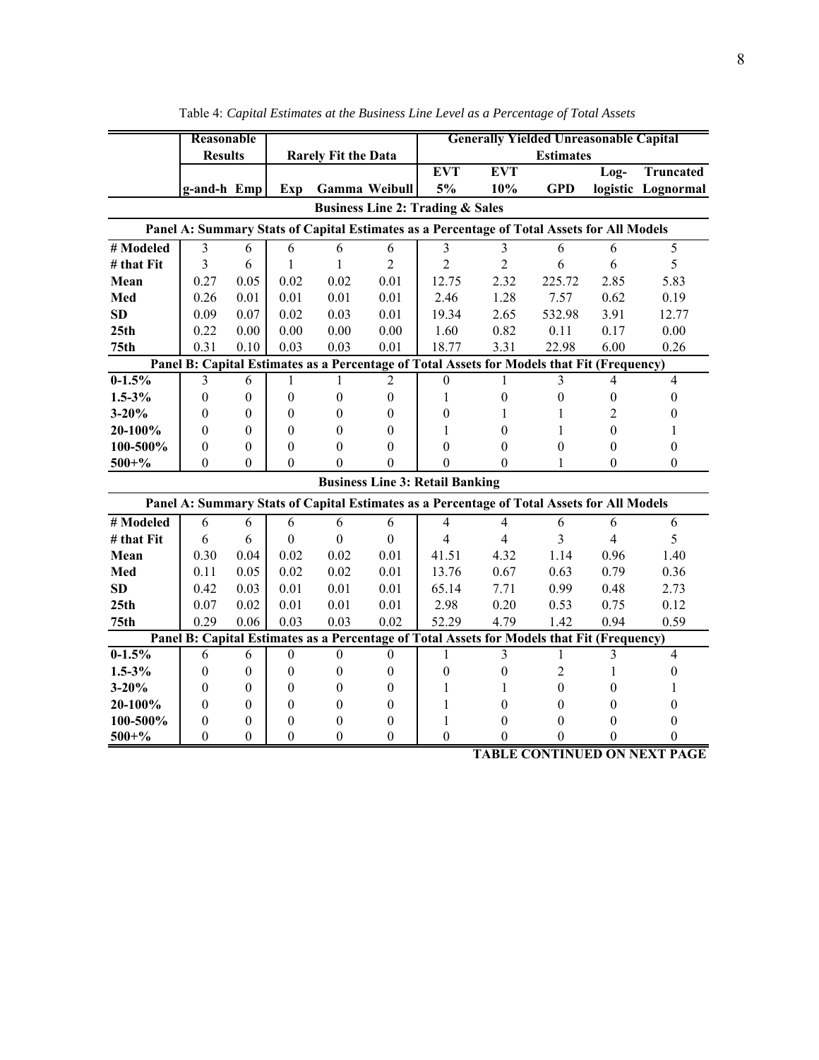Table 4: *Capital Estimates at the Business Line Level as a Percentage of Total Assets*

| | Reasonable Results | | Rarely Fit the Data | | | Generally Yielded Unreasonable Capital Estimates | | | | |
|---|---|---|---|---|---|---|---|---|---|---|
| | | | | | | EVT | EVT | | Log- | Truncated |
| | g-and-h | Emp | Exp | Gamma | Weibull | 5% | 10% | GPD | logistic | Lognormal |
| **Business Line 2: Trading & Sales** | | | | | | | | | | |
| **Panel A: Summary Stats of Capital Estimates as a Percentage of Total Assets for All Models** | | | | | | | | | | |
| **# Modeled** | 3 | 6 | 6 | 6 | 6 | 3 | 3 | 6 | 6 | 5 |
| **# that Fit** | 3 | 6 | 1 | 1 | 2 | 2 | 2 | 6 | 6 | 5 |
| **Mean** | 0.27 | 0.05 | 0.02 | 0.02 | 0.01 | 12.75 | 2.32 | 225.72 | 2.85 | 5.83 |
| **Med** | 0.26 | 0.01 | 0.01 | 0.01 | 0.01 | 2.46 | 1.28 | 7.57 | 0.62 | 0.19 |
| **SD** | 0.09 | 0.07 | 0.02 | 0.03 | 0.01 | 19.34 | 2.65 | 532.98 | 3.91 | 12.77 |
| **25th** | 0.22 | 0.00 | 0.00 | 0.00 | 0.00 | 1.60 | 0.82 | 0.11 | 0.17 | 0.00 |
| **75th** | 0.31 | 0.10 | 0.03 | 0.03 | 0.01 | 18.77 | 3.31 | 22.98 | 6.00 | 0.26 |
| **Panel B: Capital Estimates as a Percentage of Total Assets for Models that Fit (Frequency)** | | | | | | | | | | |
| **0-1.5%** | 3 | 6 | 1 | 1 | 2 | 0 | 1 | 3 | 4 | 4 |
| **1.5-3%** | 0 | 0 | 0 | 0 | 0 | 1 | 0 | 0 | 0 | 0 |
| **3-20%** | 0 | 0 | 0 | 0 | 0 | 0 | 1 | 1 | 2 | 0 |
| **20-100%** | 0 | 0 | 0 | 0 | 0 | 1 | 0 | 1 | 0 | 1 |
| **100-500%** | 0 | 0 | 0 | 0 | 0 | 0 | 0 | 0 | 0 | 0 |
| **500+%** | 0 | 0 | 0 | 0 | 0 | 0 | 0 | 1 | 0 | 0 |
| **Business Line 3: Retail Banking** | | | | | | | | | | |
| **Panel A: Summary Stats of Capital Estimates as a Percentage of Total Assets for All Models** | | | | | | | | | | |
| **# Modeled** | 6 | 6 | 6 | 6 | 6 | 4 | 4 | 6 | 6 | 6 |
| **# that Fit** | 6 | 6 | 0 | 0 | 0 | 4 | 4 | 3 | 4 | 5 |
| **Mean** | 0.30 | 0.04 | 0.02 | 0.02 | 0.01 | 41.51 | 4.32 | 1.14 | 0.96 | 1.40 |
| **Med** | 0.11 | 0.05 | 0.02 | 0.02 | 0.01 | 13.76 | 0.67 | 0.63 | 0.79 | 0.36 |
| **SD** | 0.42 | 0.03 | 0.01 | 0.01 | 0.01 | 65.14 | 7.71 | 0.99 | 0.48 | 2.73 |
| **25th** | 0.07 | 0.02 | 0.01 | 0.01 | 0.01 | 2.98 | 0.20 | 0.53 | 0.75 | 0.12 |
| **75th** | 0.29 | 0.06 | 0.03 | 0.03 | 0.02 | 52.29 | 4.79 | 1.42 | 0.94 | 0.59 |
| **Panel B: Capital Estimates as a Percentage of Total Assets for Models that Fit (Frequency)** | | | | | | | | | | |
| **0-1.5%** | 6 | 6 | 0 | 0 | 0 | 1 | 3 | 1 | 3 | 4 |
| **1.5-3%** | 0 | 0 | 0 | 0 | 0 | 0 | 0 | 2 | 1 | 0 |
| **3-20%** | 0 | 0 | 0 | 0 | 0 | 1 | 1 | 0 | 0 | 1 |
| **20-100%** | 0 | 0 | 0 | 0 | 0 | 1 | 0 | 0 | 0 | 0 |
| **100-500%** | 0 | 0 | 0 | 0 | 0 | 1 | 0 | 0 | 0 | 0 |
| **500+%** | 0 | 0 | 0 | 0 | 0 | 0 | 0 | 0 | 0 | 0 |

**TABLE CONTINUED ON NEXT PAGE**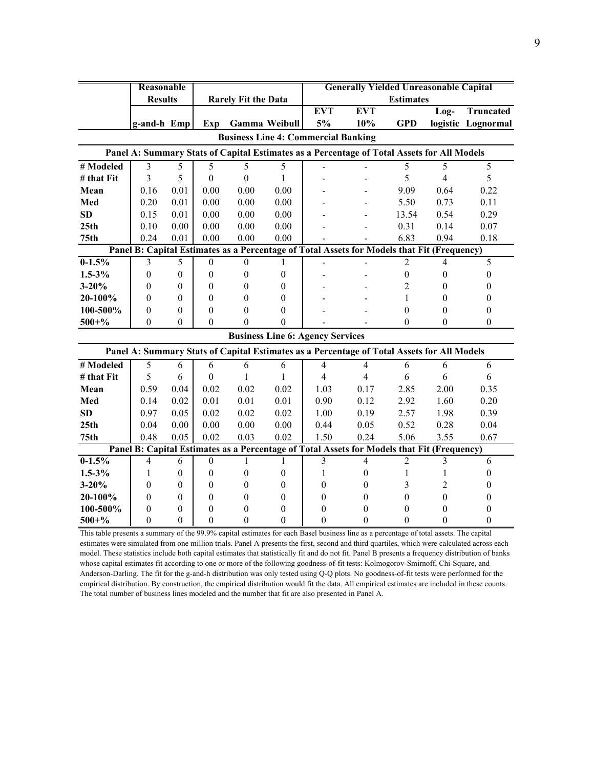| | Reasonable Results | | Rarely Fit the Data | | | Generally Yielded Unreasonable Capital Estimates | | | | |
|---|---|---|---|---|---|---|---|---|---|---|
| | | | | | | EVT | EVT | | Log- | Truncated |
| | g-and-h | Emp | Exp | Gamma | Weibull | 5% | 10% | GPD | logistic | Lognormal |
| **Business Line 4: Commercial Banking** | | | | | | | | | | |
| **Panel A: Summary Stats of Capital Estimates as a Percentage of Total Assets for All Models** | | | | | | | | | | |
| **# Modeled** | 3 | 5 | 5 | 5 | 5 | - | - | 5 | 5 | 5 |
| **# that Fit** | 3 | 5 | 0 | 0 | 1 | - | - | 5 | 4 | 5 |
| **Mean** | 0.16 | 0.01 | 0.00 | 0.00 | 0.00 | - | - | 9.09 | 0.64 | 0.22 |
| **Med** | 0.20 | 0.01 | 0.00 | 0.00 | 0.00 | - | - | 5.50 | 0.73 | 0.11 |
| **SD** | 0.15 | 0.01 | 0.00 | 0.00 | 0.00 | - | - | 13.54 | 0.54 | 0.29 |
| **25th** | 0.10 | 0.00 | 0.00 | 0.00 | 0.00 | - | - | 0.31 | 0.14 | 0.07 |
| **75th** | 0.24 | 0.01 | 0.00 | 0.00 | 0.00 | - | - | 6.83 | 0.94 | 0.18 |
| **Panel B: Capital Estimates as a Percentage of Total Assets for Models that Fit (Frequency)** | | | | | | | | | | |
| **0-1.5%** | 3 | 5 | 0 | 0 | 1 | - | - | 2 | 4 | 5 |
| **1.5-3%** | 0 | 0 | 0 | 0 | 0 | - | - | 0 | 0 | 0 |
| **3-20%** | 0 | 0 | 0 | 0 | 0 | - | - | 2 | 0 | 0 |
| **20-100%** | 0 | 0 | 0 | 0 | 0 | - | - | 1 | 0 | 0 |
| **100-500%** | 0 | 0 | 0 | 0 | 0 | - | - | 0 | 0 | 0 |
| **500+%** | 0 | 0 | 0 | 0 | 0 | - | - | 0 | 0 | 0 |
| **Business Line 6: Agency Services** | | | | | | | | | | |
| **Panel A: Summary Stats of Capital Estimates as a Percentage of Total Assets for All Models** | | | | | | | | | | |
| **# Modeled** | 5 | 6 | 6 | 6 | 6 | 4 | 4 | 6 | 6 | 6 |
| **# that Fit** | 5 | 6 | 0 | 1 | 1 | 4 | 4 | 6 | 6 | 6 |
| **Mean** | 0.59 | 0.04 | 0.02 | 0.02 | 0.02 | 1.03 | 0.17 | 2.85 | 2.00 | 0.35 |
| **Med** | 0.14 | 0.02 | 0.01 | 0.01 | 0.01 | 0.90 | 0.12 | 2.92 | 1.60 | 0.20 |
| **SD** | 0.97 | 0.05 | 0.02 | 0.02 | 0.02 | 1.00 | 0.19 | 2.57 | 1.98 | 0.39 |
| **25th** | 0.04 | 0.00 | 0.00 | 0.00 | 0.00 | 0.44 | 0.05 | 0.52 | 0.28 | 0.04 |
| **75th** | 0.48 | 0.05 | 0.02 | 0.03 | 0.02 | 1.50 | 0.24 | 5.06 | 3.55 | 0.67 |
| **Panel B: Capital Estimates as a Percentage of Total Assets for Models that Fit (Frequency)** | | | | | | | | | | |
| **0-1.5%** | 4 | 6 | 0 | 1 | 1 | 3 | 4 | 2 | 3 | 6 |
| **1.5-3%** | 1 | 0 | 0 | 0 | 0 | 1 | 0 | 1 | 1 | 0 |
| **3-20%** | 0 | 0 | 0 | 0 | 0 | 0 | 0 | 3 | 2 | 0 |
| **20-100%** | 0 | 0 | 0 | 0 | 0 | 0 | 0 | 0 | 0 | 0 |
| **100-500%** | 0 | 0 | 0 | 0 | 0 | 0 | 0 | 0 | 0 | 0 |
| **500+%** | 0 | 0 | 0 | 0 | 0 | 0 | 0 | 0 | 0 | 0 |

This table presents a summary of the 99.9% capital estimates for each Basel business line as a percentage of total assets. The capital estimates were simulated from one million trials. Panel A presents the first, second and third quartiles, which were calculated across each model. These statistics include both capital estimates that statistically fit and do not fit. Panel B presents a frequency distribution of banks whose capital estimates fit according to one or more of the following goodness-of-fit tests: Kolmogorov-Smirnoff, Chi-Square, and Anderson-Darling. The fit for the g-and-h distribution was only tested using Q-Q plots. No goodness-of-fit tests were performed for the empirical distribution. By construction, the empirical distribution would fit the data. All empirical estimates are included in these counts. The total number of business lines modeled and the number that fit are also presented in Panel A.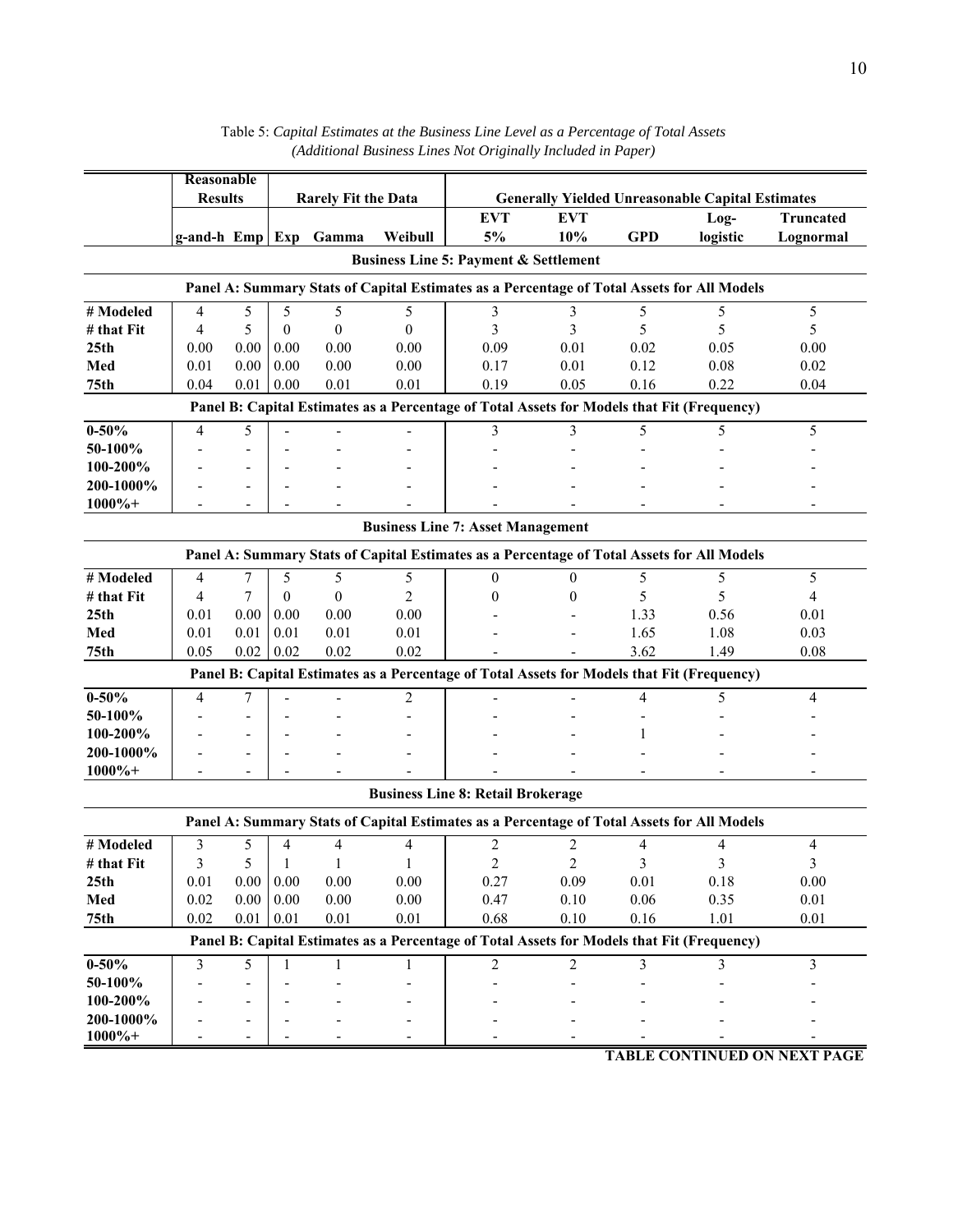Table 5: *Capital Estimates at the Business Line Level as a Percentage of Total Assets (Additional Business Lines Not Originally Included in Paper)*

| | Reasonable Results | | Rarely Fit the Data | | | Generally Yielded Unreasonable Capital Estimates | | | | |
|---|---|---|---|---|---|---|---|---|---|---|
| | g-and-h | Emp | Exp | Gamma | Weibull | EVT 5% | EVT 10% | GPD | Log-logistic | Truncated Lognormal |
| **Business Line 5: Payment & Settlement** | | | | | | | | | | |
| **Panel A: Summary Stats of Capital Estimates as a Percentage of Total Assets for All Models** | | | | | | | | | | |
| # Modeled | 4 | 5 | 5 | 5 | 5 | 3 | 3 | 5 | 5 | 5 |
| # that Fit | 4 | 5 | 0 | 0 | 0 | 3 | 3 | 5 | 5 | 5 |
| 25th | 0.00 | 0.00 | 0.00 | 0.00 | 0.00 | 0.09 | 0.01 | 0.02 | 0.05 | 0.00 |
| Med | 0.01 | 0.00 | 0.00 | 0.00 | 0.00 | 0.17 | 0.01 | 0.12 | 0.08 | 0.02 |
| 75th | 0.04 | 0.01 | 0.00 | 0.01 | 0.01 | 0.19 | 0.05 | 0.16 | 0.22 | 0.04 |
| **Panel B: Capital Estimates as a Percentage of Total Assets for Models that Fit (Frequency)** | | | | | | | | | | |
| 0-50% | 4 | 5 | - | - | - | 3 | 3 | 5 | 5 | 5 |
| 50-100% | - | - | - | - | - | - | - | - | - | - |
| 100-200% | - | - | - | - | - | - | - | - | - | - |
| 200-1000% | - | - | - | - | - | - | - | - | - | - |
| 1000%+ | - | - | - | - | - | - | - | - | - | - |
| **Business Line 7: Asset Management** | | | | | | | | | | |
| **Panel A: Summary Stats of Capital Estimates as a Percentage of Total Assets for All Models** | | | | | | | | | | |
| # Modeled | 4 | 7 | 5 | 5 | 5 | 0 | 0 | 5 | 5 | 5 |
| # that Fit | 4 | 7 | 0 | 0 | 2 | 0 | 0 | 5 | 5 | 4 |
| 25th | 0.01 | 0.00 | 0.00 | 0.00 | 0.00 | - | - | 1.33 | 0.56 | 0.01 |
| Med | 0.01 | 0.01 | 0.01 | 0.01 | 0.01 | - | - | 1.65 | 1.08 | 0.03 |
| 75th | 0.05 | 0.02 | 0.02 | 0.02 | 0.02 | - | - | 3.62 | 1.49 | 0.08 |
| **Panel B: Capital Estimates as a Percentage of Total Assets for Models that Fit (Frequency)** | | | | | | | | | | |
| 0-50% | 4 | 7 | - | - | 2 | - | - | 4 | 5 | 4 |
| 50-100% | - | - | - | - | - | - | - | - | - | - |
| 100-200% | - | - | - | - | - | - | - | 1 | - | - |
| 200-1000% | - | - | - | - | - | - | - | - | - | - |
| 1000%+ | - | - | - | - | - | - | - | - | - | - |
| **Business Line 8: Retail Brokerage** | | | | | | | | | | |
| **Panel A: Summary Stats of Capital Estimates as a Percentage of Total Assets for All Models** | | | | | | | | | | |
| # Modeled | 3 | 5 | 4 | 4 | 4 | 2 | 2 | 4 | 4 | 4 |
| # that Fit | 3 | 5 | 1 | 1 | 1 | 2 | 2 | 3 | 3 | 3 |
| 25th | 0.01 | 0.00 | 0.00 | 0.00 | 0.00 | 0.27 | 0.09 | 0.01 | 0.18 | 0.00 |
| Med | 0.02 | 0.00 | 0.00 | 0.00 | 0.00 | 0.47 | 0.10 | 0.06 | 0.35 | 0.01 |
| 75th | 0.02 | 0.01 | 0.01 | 0.01 | 0.01 | 0.68 | 0.10 | 0.16 | 1.01 | 0.01 |
| **Panel B: Capital Estimates as a Percentage of Total Assets for Models that Fit (Frequency)** | | | | | | | | | | |
| 0-50% | 3 | 5 | 1 | 1 | 1 | 2 | 2 | 3 | 3 | 3 |
| 50-100% | - | - | - | - | - | - | - | - | - | - |
| 100-200% | - | - | - | - | - | - | - | - | - | - |
| 200-1000% | - | - | - | - | - | - | - | - | - | - |
| 1000%+ | - | - | - | - | - | - | - | - | - | - |

**TABLE CONTINUED ON NEXT PAGE**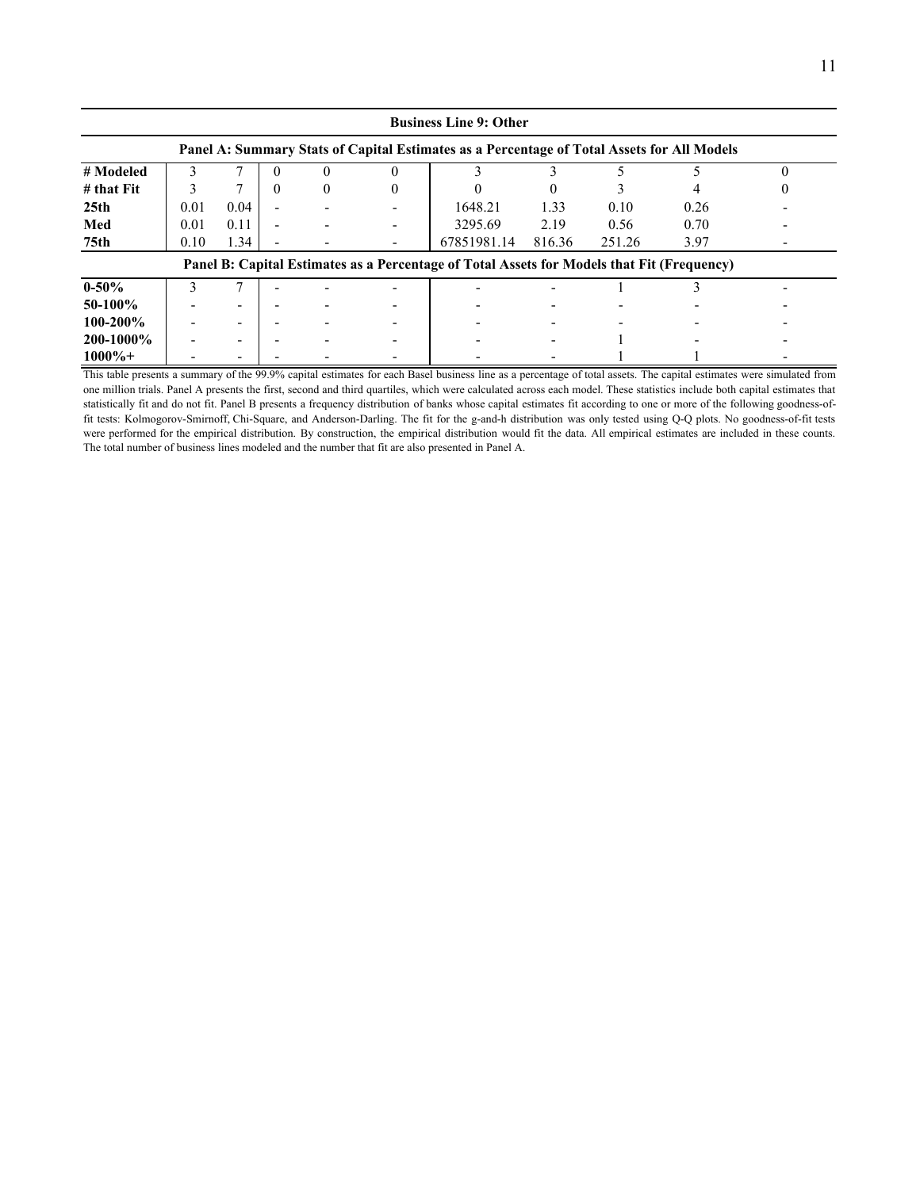| Business Line 9: Other | | | | | | | | | | |
|---|---|---|---|---|---|---|---|---|---|---|
| **Panel A: Summary Stats of Capital Estimates as a Percentage of Total Assets for All Models** | | | | | | | | | | |
| **# Modeled** | 3 | 7 | 0 | 0 | 0 | 3 | 3 | 5 | 5 | 0 |
| **# that Fit** | 3 | 7 | 0 | 0 | 0 | 0 | 0 | 3 | 4 | 0 |
| **25th** | 0.01 | 0.04 | - | - | - | 1648.21 | 1.33 | 0.10 | 0.26 | - |
| **Med** | 0.01 | 0.11 | - | - | - | 3295.69 | 2.19 | 0.56 | 0.70 | - |
| **75th** | 0.10 | 1.34 | - | - | - | 67851981.14 | 816.36 | 251.26 | 3.97 | - |
| **Panel B: Capital Estimates as a Percentage of Total Assets for Models that Fit (Frequency)** | | | | | | | | | | |
| **0-50%** | 3 | 7 | - | - | - | - | - | 1 | 3 | - |
| **50-100%** | - | - | - | - | - | - | - | - | - | - |
| **100-200%** | - | - | - | - | - | - | - | - | - | - |
| **200-1000%** | - | - | - | - | - | - | - | 1 | - | - |
| **1000%+** | - | - | - | - | - | - | - | 1 | 1 | - |

This table presents a summary of the 99.9% capital estimates for each Basel business line as a percentage of total assets. The capital estimates were simulated from one million trials. Panel A presents the first, second and third quartiles, which were calculated across each model. These statistics include both capital estimates that statistically fit and do not fit. Panel B presents a frequency distribution of banks whose capital estimates fit according to one or more of the following goodness-of-fit tests: Kolmogorov-Smirnoff, Chi-Square, and Anderson-Darling. The fit for the g-and-h distribution was only tested using Q-Q plots. No goodness-of-fit tests were performed for the empirical distribution. By construction, the empirical distribution would fit the data. All empirical estimates are included in these counts. The total number of business lines modeled and the number that fit are also presented in Panel A.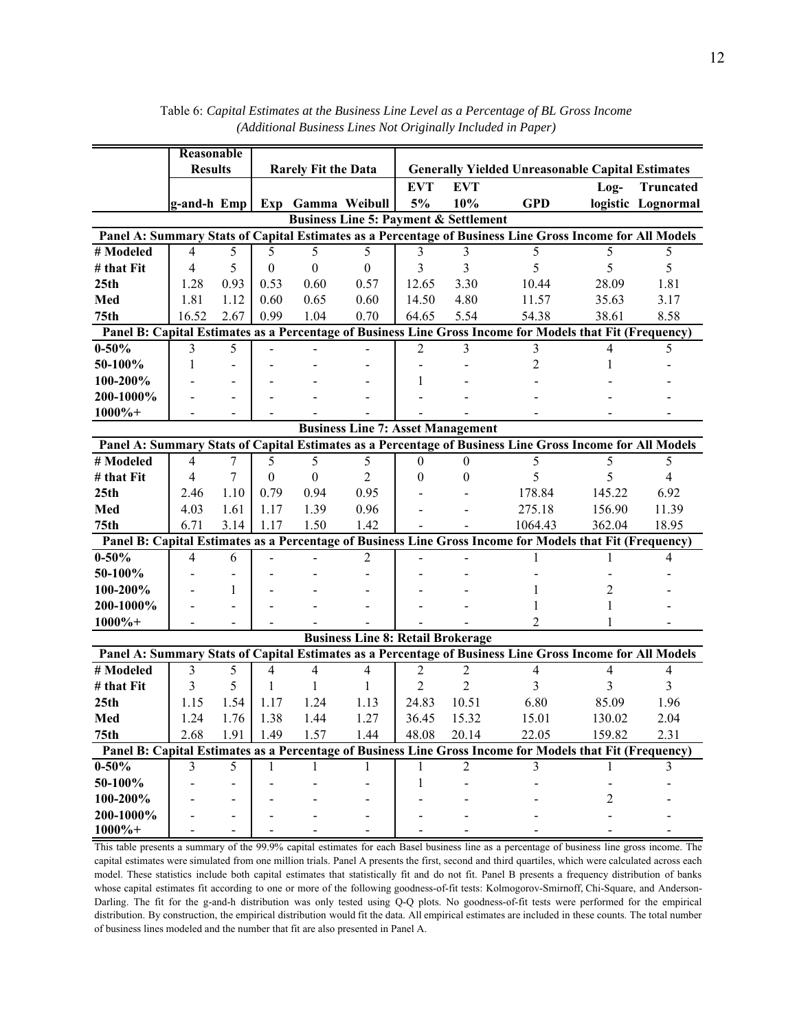Table 6: *Capital Estimates at the Business Line Level as a Percentage of BL Gross Income (Additional Business Lines Not Originally Included in Paper)*

| | Reasonable Results | | Rarely Fit the Data | | | Generally Yielded Unreasonable Capital Estimates | | | | |
|---|---|---|---|---|---|---|---|---|---|---|
| | g-and-h | Emp | Exp | Gamma | Weibull | EVT 5% | EVT 10% | GPD | Log-logistic | Truncated Lognormal |
| **Business Line 5: Payment & Settlement** | | | | | | | | | | |
| **Panel A: Summary Stats of Capital Estimates as a Percentage of Business Line Gross Income for All Models** | | | | | | | | | | |
| **# Modeled** | 4 | 5 | 5 | 5 | 5 | 3 | 3 | 5 | 5 | 5 |
| **# that Fit** | 4 | 5 | 0 | 0 | 0 | 3 | 3 | 5 | 5 | 5 |
| **25th** | 1.28 | 0.93 | 0.53 | 0.60 | 0.57 | 12.65 | 3.30 | 10.44 | 28.09 | 1.81 |
| **Med** | 1.81 | 1.12 | 0.60 | 0.65 | 0.60 | 14.50 | 4.80 | 11.57 | 35.63 | 3.17 |
| **75th** | 16.52 | 2.67 | 0.99 | 1.04 | 0.70 | 64.65 | 5.54 | 54.38 | 38.61 | 8.58 |
| **Panel B: Capital Estimates as a Percentage of Business Line Gross Income for Models that Fit (Frequency)** | | | | | | | | | | |
| **0-50%** | 3 | 5 | - | - | - | 2 | 3 | 3 | 4 | 5 |
| **50-100%** | 1 | - | - | - | - | - | - | 2 | 1 | - |
| **100-200%** | - | - | - | - | - | 1 | - | - | - | - |
| **200-1000%** | - | - | - | - | - | - | - | - | - | - |
| **1000%+** | - | - | - | - | - | - | - | - | - | - |
| **Business Line 7: Asset Management** | | | | | | | | | | |
| **Panel A: Summary Stats of Capital Estimates as a Percentage of Business Line Gross Income for All Models** | | | | | | | | | | |
| **# Modeled** | 4 | 7 | 5 | 5 | 5 | 0 | 0 | 5 | 5 | 5 |
| **# that Fit** | 4 | 7 | 0 | 0 | 2 | 0 | 0 | 5 | 5 | 4 |
| **25th** | 2.46 | 1.10 | 0.79 | 0.94 | 0.95 | - | - | 178.84 | 145.22 | 6.92 |
| **Med** | 4.03 | 1.61 | 1.17 | 1.39 | 0.96 | - | - | 275.18 | 156.90 | 11.39 |
| **75th** | 6.71 | 3.14 | 1.17 | 1.50 | 1.42 | - | - | 1064.43 | 362.04 | 18.95 |
| **Panel B: Capital Estimates as a Percentage of Business Line Gross Income for Models that Fit (Frequency)** | | | | | | | | | | |
| **0-50%** | 4 | 6 | - | - | 2 | - | - | 1 | 1 | 4 |
| **50-100%** | - | - | - | - | - | - | - | - | - | - |
| **100-200%** | - | 1 | - | - | - | - | - | 1 | 2 | - |
| **200-1000%** | - | - | - | - | - | - | - | 1 | 1 | - |
| **1000%+** | - | - | - | - | - | - | - | 2 | 1 | - |
| **Business Line 8: Retail Brokerage** | | | | | | | | | | |
| **Panel A: Summary Stats of Capital Estimates as a Percentage of Business Line Gross Income for All Models** | | | | | | | | | | |
| **# Modeled** | 3 | 5 | 4 | 4 | 4 | 2 | 2 | 4 | 4 | 4 |
| **# that Fit** | 3 | 5 | 1 | 1 | 1 | 2 | 2 | 3 | 3 | 3 |
| **25th** | 1.15 | 1.54 | 1.17 | 1.24 | 1.13 | 24.83 | 10.51 | 6.80 | 85.09 | 1.96 |
| **Med** | 1.24 | 1.76 | 1.38 | 1.44 | 1.27 | 36.45 | 15.32 | 15.01 | 130.02 | 2.04 |
| **75th** | 2.68 | 1.91 | 1.49 | 1.57 | 1.44 | 48.08 | 20.14 | 22.05 | 159.82 | 2.31 |
| **Panel B: Capital Estimates as a Percentage of Business Line Gross Income for Models that Fit (Frequency)** | | | | | | | | | | |
| **0-50%** | 3 | 5 | 1 | 1 | 1 | 1 | 2 | 3 | 1 | 3 |
| **50-100%** | - | - | - | - | - | 1 | - | - | - | - |
| **100-200%** | - | - | - | - | - | - | - | - | 2 | - |
| **200-1000%** | - | - | - | - | - | - | - | - | - | - |
| **1000%+** | - | - | - | - | - | - | - | - | - | - |

This table presents a summary of the 99.9% capital estimates for each Basel business line as a percentage of business line gross income. The capital estimates were simulated from one million trials. Panel A presents the first, second and third quartiles, which were calculated across each model. These statistics include both capital estimates that statistically fit and do not fit. Panel B presents a frequency distribution of banks whose capital estimates fit according to one or more of the following goodness-of-fit tests: Kolmogorov-Smirnoff, Chi-Square, and Anderson-Darling. The fit for the g-and-h distribution was only tested using Q-Q plots. No goodness-of-fit tests were performed for the empirical distribution. By construction, the empirical distribution would fit the data. All empirical estimates are included in these counts. The total number of business lines modeled and the number that fit are also presented in Panel A.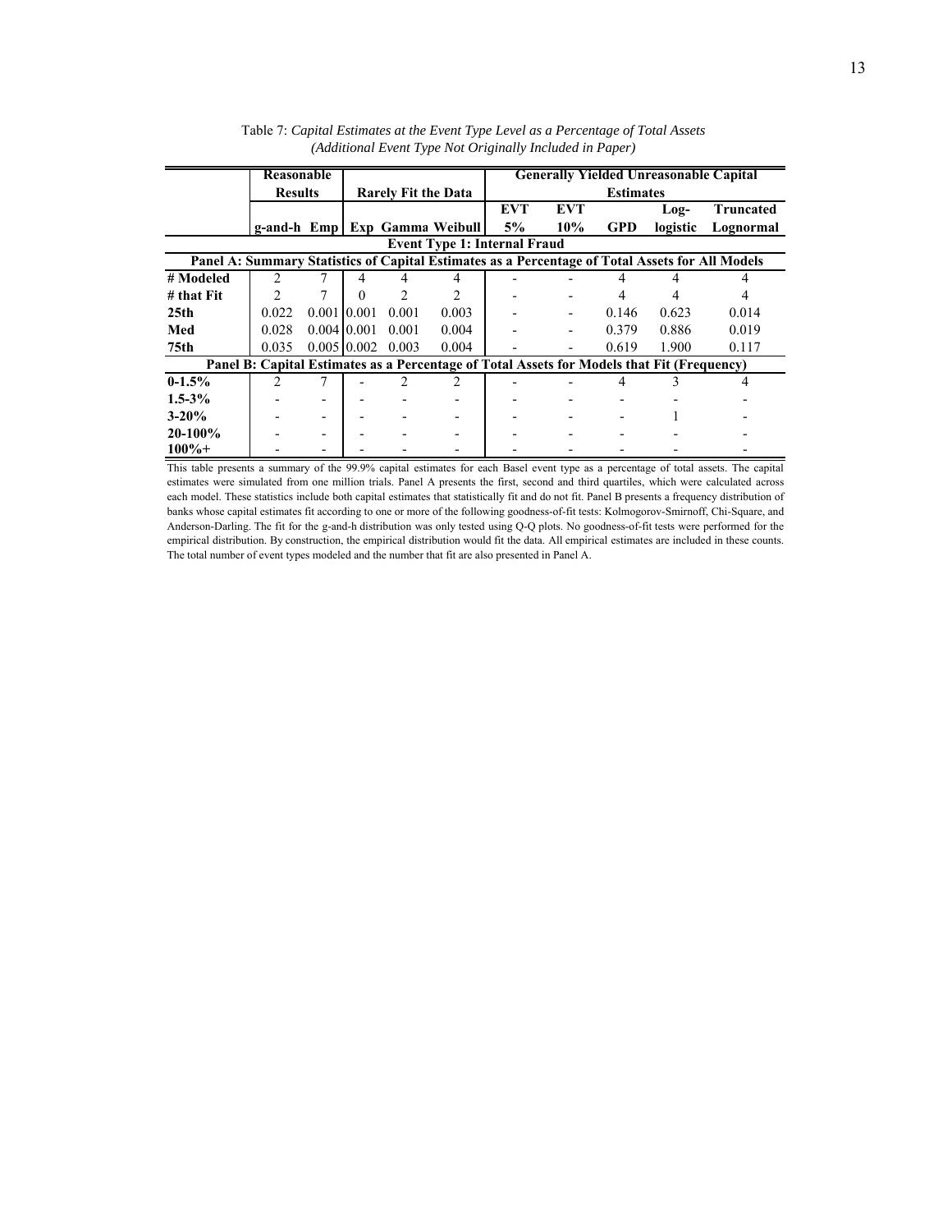Table 7: *Capital Estimates at the Event Type Level as a Percentage of Total Assets (Additional Event Type Not Originally Included in Paper)*

| | Reasonable Results | | Rarely Fit the Data | | | Generally Yielded Unreasonable Capital Estimates | | | | |
|---|---|---|---|---|---|---|---|---|---|---|
| | g-and-h | Emp | Exp | Gamma | Weibull | EVT 5% | EVT 10% | GPD | Log-logistic | Truncated Lognormal |
| **Event Type 1: Internal Fraud** | | | | | | | | | | |
| **Panel A: Summary Statistics of Capital Estimates as a Percentage of Total Assets for All Models** | | | | | | | | | | |
| **# Modeled** | 2 | 7 | 4 | 4 | 4 | - | - | 4 | 4 | 4 |
| **# that Fit** | 2 | 7 | 0 | 2 | 2 | - | - | 4 | 4 | 4 |
| **25th** | 0.022 | 0.001 | 0.001 | 0.001 | 0.003 | - | - | 0.146 | 0.623 | 0.014 |
| **Med** | 0.028 | 0.004 | 0.001 | 0.001 | 0.004 | - | - | 0.379 | 0.886 | 0.019 |
| **75th** | 0.035 | 0.005 | 0.002 | 0.003 | 0.004 | - | - | 0.619 | 1.900 | 0.117 |
| **Panel B: Capital Estimates as a Percentage of Total Assets for Models that Fit (Frequency)** | | | | | | | | | | |
| **0-1.5%** | 2 | 7 | - | 2 | 2 | - | - | 4 | 3 | 4 |
| **1.5-3%** | - | - | - | - | - | - | - | - | - | - |
| **3-20%** | - | - | - | - | - | - | - | - | 1 | - |
| **20-100%** | - | - | - | - | - | - | - | - | - | - |
| **100%+** | - | - | - | - | - | - | - | - | - | - |

This table presents a summary of the 99.9% capital estimates for each Basel event type as a percentage of total assets. The capital estimates were simulated from one million trials. Panel A presents the first, second and third quartiles, which were calculated across each model. These statistics include both capital estimates that statistically fit and do not fit. Panel B presents a frequency distribution of banks whose capital estimates fit according to one or more of the following goodness-of-fit tests: Kolmogorov-Smirnoff, Chi-Square, and Anderson-Darling. The fit for the g-and-h distribution was only tested using Q-Q plots. No goodness-of-fit tests were performed for the empirical distribution. By construction, the empirical distribution would fit the data. All empirical estimates are included in these counts. The total number of event types modeled and the number that fit are also presented in Panel A.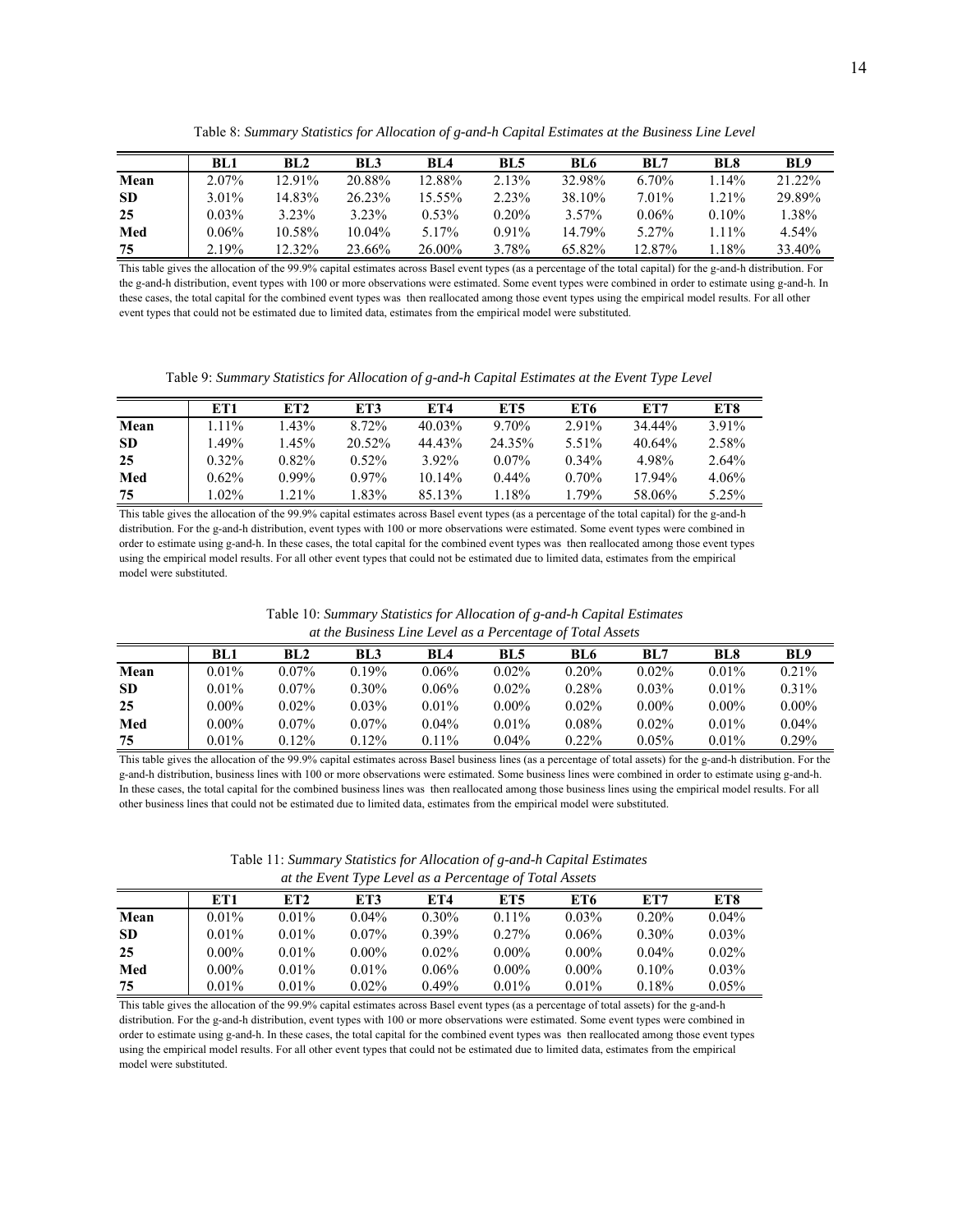Table 8: *Summary Statistics for Allocation of g-and-h Capital Estimates at the Business Line Level*

| | BL1 | BL2 | BL3 | BL4 | BL5 | BL6 | BL7 | BL8 | BL9 |
|---|---|---|---|---|---|---|---|---|---|
| **Mean** | 2.07% | 12.91% | 20.88% | 12.88% | 2.13% | 32.98% | 6.70% | 1.14% | 21.22% |
| **SD** | 3.01% | 14.83% | 26.23% | 15.55% | 2.23% | 38.10% | 7.01% | 1.21% | 29.89% |
| **25** | 0.03% | 3.23% | 3.23% | 0.53% | 0.20% | 3.57% | 0.06% | 0.10% | 1.38% |
| **Med** | 0.06% | 10.58% | 10.04% | 5.17% | 0.91% | 14.79% | 5.27% | 1.11% | 4.54% |
| **75** | 2.19% | 12.32% | 23.66% | 26.00% | 3.78% | 65.82% | 12.87% | 1.18% | 33.40% |

This table gives the allocation of the 99.9% capital estimates across Basel event types (as a percentage of the total capital) for the g-and-h distribution. For the g-and-h distribution, event types with 100 or more observations were estimated. Some event types were combined in order to estimate using g-and-h. In these cases, the total capital for the combined event types was then reallocated among those event types using the empirical model results. For all other event types that could not be estimated due to limited data, estimates from the empirical model were substituted.

Table 9: *Summary Statistics for Allocation of g-and-h Capital Estimates at the Event Type Level*

| | ET1 | ET2 | ET3 | ET4 | ET5 | ET6 | ET7 | ET8 |
|---|---|---|---|---|---|---|---|---|
| **Mean** | 1.11% | 1.43% | 8.72% | 40.03% | 9.70% | 2.91% | 34.44% | 3.91% |
| **SD** | 1.49% | 1.45% | 20.52% | 44.43% | 24.35% | 5.51% | 40.64% | 2.58% |
| **25** | 0.32% | 0.82% | 0.52% | 3.92% | 0.07% | 0.34% | 4.98% | 2.64% |
| **Med** | 0.62% | 0.99% | 0.97% | 10.14% | 0.44% | 0.70% | 17.94% | 4.06% |
| **75** | 1.02% | 1.21% | 1.83% | 85.13% | 1.18% | 1.79% | 58.06% | 5.25% |

This table gives the allocation of the 99.9% capital estimates across Basel event types (as a percentage of the total capital) for the g-and-h distribution. For the g-and-h distribution, event types with 100 or more observations were estimated. Some event types were combined in order to estimate using g-and-h. In these cases, the total capital for the combined event types was then reallocated among those event types using the empirical model results. For all other event types that could not be estimated due to limited data, estimates from the empirical model were substituted.

Table 10: *Summary Statistics for Allocation of g-and-h Capital Estimates at the Business Line Level as a Percentage of Total Assets*

| | BL1 | BL2 | BL3 | BL4 | BL5 | BL6 | BL7 | BL8 | BL9 |
|---|---|---|---|---|---|---|---|---|---|
| **Mean** | 0.01% | 0.07% | 0.19% | 0.06% | 0.02% | 0.20% | 0.02% | 0.01% | 0.21% |
| **SD** | 0.01% | 0.07% | 0.30% | 0.06% | 0.02% | 0.28% | 0.03% | 0.01% | 0.31% |
| **25** | 0.00% | 0.02% | 0.03% | 0.01% | 0.00% | 0.02% | 0.00% | 0.00% | 0.00% |
| **Med** | 0.00% | 0.07% | 0.07% | 0.04% | 0.01% | 0.08% | 0.02% | 0.01% | 0.04% |
| **75** | 0.01% | 0.12% | 0.12% | 0.11% | 0.04% | 0.22% | 0.05% | 0.01% | 0.29% |

This table gives the allocation of the 99.9% capital estimates across Basel business lines (as a percentage of total assets) for the g-and-h distribution. For the g-and-h distribution, business lines with 100 or more observations were estimated. Some business lines were combined in order to estimate using g-and-h. In these cases, the total capital for the combined business lines was then reallocated among those business lines using the empirical model results. For all other business lines that could not be estimated due to limited data, estimates from the empirical model were substituted.

Table 11: *Summary Statistics for Allocation of g-and-h Capital Estimates at the Event Type Level as a Percentage of Total Assets*

| | ET1 | ET2 | ET3 | ET4 | ET5 | ET6 | ET7 | ET8 |
|---|---|---|---|---|---|---|---|---|
| **Mean** | 0.01% | 0.01% | 0.04% | 0.30% | 0.11% | 0.03% | 0.20% | 0.04% |
| **SD** | 0.01% | 0.01% | 0.07% | 0.39% | 0.27% | 0.06% | 0.30% | 0.03% |
| **25** | 0.00% | 0.01% | 0.00% | 0.02% | 0.00% | 0.00% | 0.04% | 0.02% |
| **Med** | 0.00% | 0.01% | 0.01% | 0.06% | 0.00% | 0.00% | 0.10% | 0.03% |
| **75** | 0.01% | 0.01% | 0.02% | 0.49% | 0.01% | 0.01% | 0.18% | 0.05% |

This table gives the allocation of the 99.9% capital estimates across Basel event types (as a percentage of total assets) for the g-and-h distribution. For the g-and-h distribution, event types with 100 or more observations were estimated. Some event types were combined in order to estimate using g-and-h. In these cases, the total capital for the combined event types was then reallocated among those event types using the empirical model results. For all other event types that could not be estimated due to limited data, estimates from the empirical model were substituted.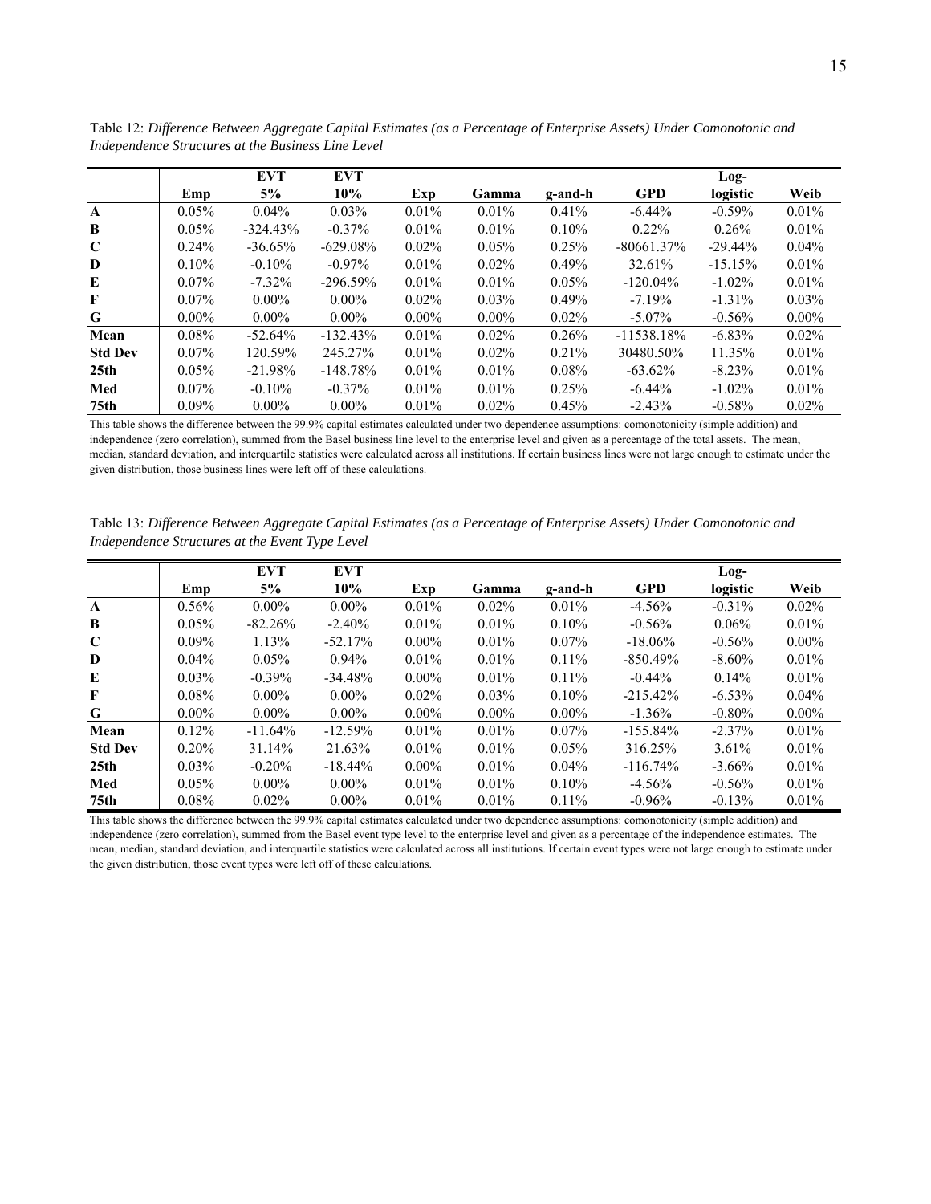Table 12: *Difference Between Aggregate Capital Estimates (as a Percentage of Enterprise Assets) Under Comonotonic and Independence Structures at the Business Line Level*

| | Emp | EVT 5% | EVT 10% | Exp | Gamma | g-and-h | GPD | Log-logistic | Weib |
|---|---|---|---|---|---|---|---|---|---|
| **A** | 0.05% | 0.04% | 0.03% | 0.01% | 0.01% | 0.41% | -6.44% | -0.59% | 0.01% |
| **B** | 0.05% | -324.43% | -0.37% | 0.01% | 0.01% | 0.10% | 0.22% | 0.26% | 0.01% |
| **C** | 0.24% | -36.65% | -629.08% | 0.02% | 0.05% | 0.25% | -80661.37% | -29.44% | 0.04% |
| **D** | 0.10% | -0.10% | -0.97% | 0.01% | 0.02% | 0.49% | 32.61% | -15.15% | 0.01% |
| **E** | 0.07% | -7.32% | -296.59% | 0.01% | 0.01% | 0.05% | -120.04% | -1.02% | 0.01% |
| **F** | 0.07% | 0.00% | 0.00% | 0.02% | 0.03% | 0.49% | -7.19% | -1.31% | 0.03% |
| **G** | 0.00% | 0.00% | 0.00% | 0.00% | 0.00% | 0.02% | -5.07% | -0.56% | 0.00% |
| **Mean** | 0.08% | -52.64% | -132.43% | 0.01% | 0.02% | 0.26% | -11538.18% | -6.83% | 0.02% |
| **Std Dev** | 0.07% | 120.59% | 245.27% | 0.01% | 0.02% | 0.21% | 30480.50% | 11.35% | 0.01% |
| **25th** | 0.05% | -21.98% | -148.78% | 0.01% | 0.01% | 0.08% | -63.62% | -8.23% | 0.01% |
| **Med** | 0.07% | -0.10% | -0.37% | 0.01% | 0.01% | 0.25% | -6.44% | -1.02% | 0.01% |
| **75th** | 0.09% | 0.00% | 0.00% | 0.01% | 0.02% | 0.45% | -2.43% | -0.58% | 0.02% |

This table shows the difference between the 99.9% capital estimates calculated under two dependence assumptions: comonotonicity (simple addition) and independence (zero correlation), summed from the Basel business line level to the enterprise level and given as a percentage of the total assets. The mean, median, standard deviation, and interquartile statistics were calculated across all institutions. If certain business lines were not large enough to estimate under the given distribution, those business lines were left off of these calculations.

Table 13: *Difference Between Aggregate Capital Estimates (as a Percentage of Enterprise Assets) Under Comonotonic and Independence Structures at the Event Type Level*

| | Emp | EVT 5% | EVT 10% | Exp | Gamma | g-and-h | GPD | Log-logistic | Weib |
|---|---|---|---|---|---|---|---|---|---|
| **A** | 0.56% | 0.00% | 0.00% | 0.01% | 0.02% | 0.01% | -4.56% | -0.31% | 0.02% |
| **B** | 0.05% | -82.26% | -2.40% | 0.01% | 0.01% | 0.10% | -0.56% | 0.06% | 0.01% |
| **C** | 0.09% | 1.13% | -52.17% | 0.00% | 0.01% | 0.07% | -18.06% | -0.56% | 0.00% |
| **D** | 0.04% | 0.05% | 0.94% | 0.01% | 0.01% | 0.11% | -850.49% | -8.60% | 0.01% |
| **E** | 0.03% | -0.39% | -34.48% | 0.00% | 0.01% | 0.11% | -0.44% | 0.14% | 0.01% |
| **F** | 0.08% | 0.00% | 0.00% | 0.02% | 0.03% | 0.10% | -215.42% | -6.53% | 0.04% |
| **G** | 0.00% | 0.00% | 0.00% | 0.00% | 0.00% | 0.00% | -1.36% | -0.80% | 0.00% |
| **Mean** | 0.12% | -11.64% | -12.59% | 0.01% | 0.01% | 0.07% | -155.84% | -2.37% | 0.01% |
| **Std Dev** | 0.20% | 31.14% | 21.63% | 0.01% | 0.01% | 0.05% | 316.25% | 3.61% | 0.01% |
| **25th** | 0.03% | -0.20% | -18.44% | 0.00% | 0.01% | 0.04% | -116.74% | -3.66% | 0.01% |
| **Med** | 0.05% | 0.00% | 0.00% | 0.01% | 0.01% | 0.10% | -4.56% | -0.56% | 0.01% |
| **75th** | 0.08% | 0.02% | 0.00% | 0.01% | 0.01% | 0.11% | -0.96% | -0.13% | 0.01% |

This table shows the difference between the 99.9% capital estimates calculated under two dependence assumptions: comonotonicity (simple addition) and independence (zero correlation), summed from the Basel event type level to the enterprise level and given as a percentage of the independence estimates. The mean, median, standard deviation, and interquartile statistics were calculated across all institutions. If certain event types were not large enough to estimate under the given distribution, those event types were left off of these calculations.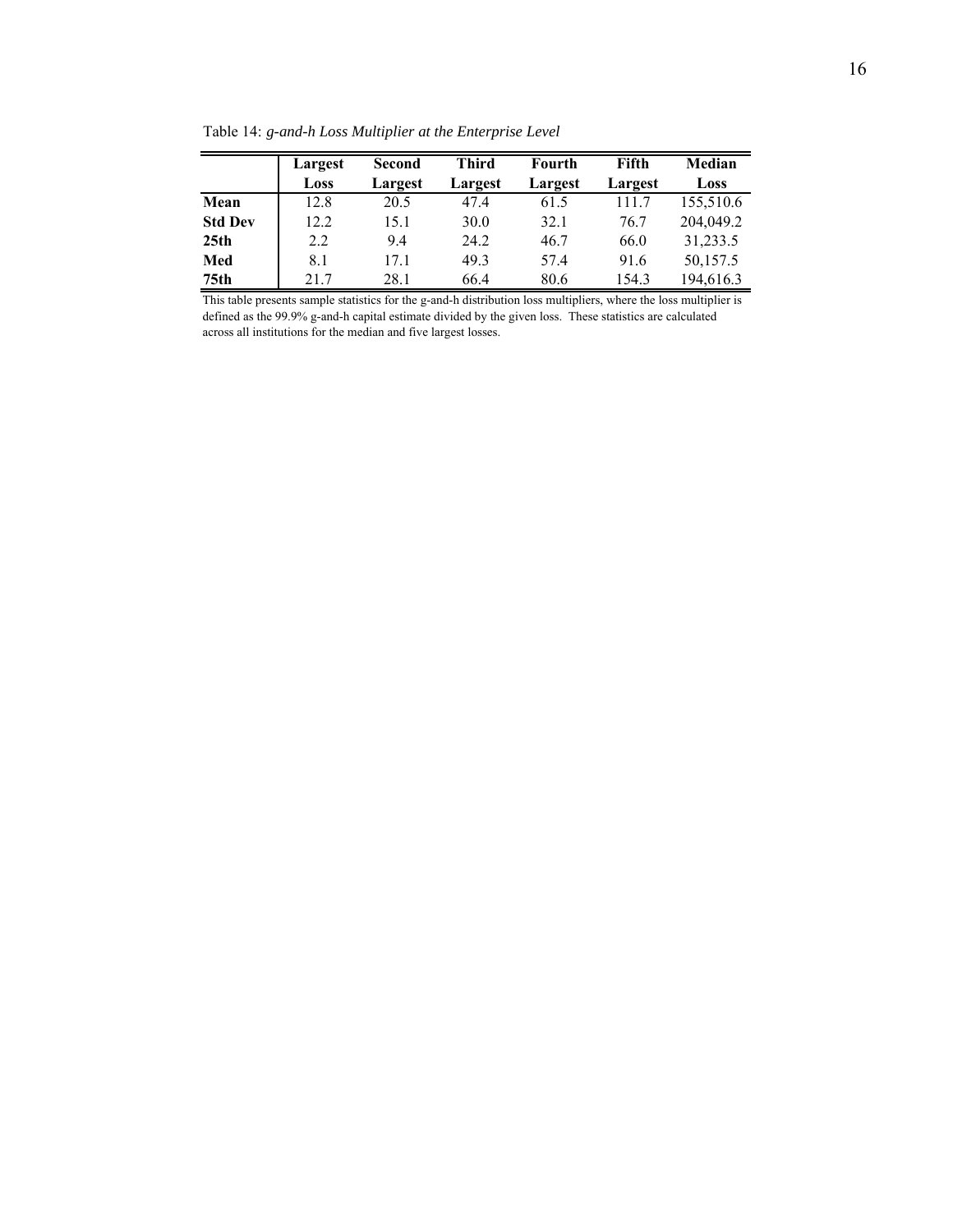Table 14: *g-and-h Loss Multiplier at the Enterprise Level*

| | Largest Loss | Second Largest | Third Largest | Fourth Largest | Fifth Largest | Median Loss |
|---|---|---|---|---|---|---|
| **Mean** | 12.8 | 20.5 | 47.4 | 61.5 | 111.7 | 155,510.6 |
| **Std Dev** | 12.2 | 15.1 | 30.0 | 32.1 | 76.7 | 204,049.2 |
| **25th** | 2.2 | 9.4 | 24.2 | 46.7 | 66.0 | 31,233.5 |
| **Med** | 8.1 | 17.1 | 49.3 | 57.4 | 91.6 | 50,157.5 |
| **75th** | 21.7 | 28.1 | 66.4 | 80.6 | 154.3 | 194,616.3 |

This table presents sample statistics for the g-and-h distribution loss multipliers, where the loss multiplier is defined as the 99.9% g-and-h capital estimate divided by the given loss. These statistics are calculated across all institutions for the median and five largest losses.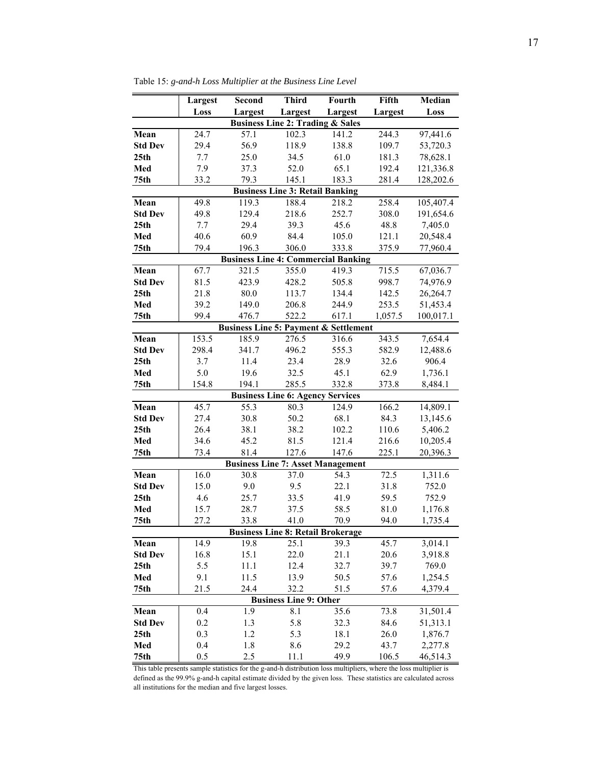Table 15: *g-and-h Loss Multiplier at the Business Line Level*

| | Largest Loss | Second Largest | Third Largest | Fourth Largest | Fifth Largest | Median Loss |
|---|---|---|---|---|---|---|
| **Business Line 2: Trading & Sales** | | | | | | |
| **Mean** | 24.7 | 57.1 | 102.3 | 141.2 | 244.3 | 97,441.6 |
| **Std Dev** | 29.4 | 56.9 | 118.9 | 138.8 | 109.7 | 53,720.3 |
| **25th** | 7.7 | 25.0 | 34.5 | 61.0 | 181.3 | 78,628.1 |
| **Med** | 7.9 | 37.3 | 52.0 | 65.1 | 192.4 | 121,336.8 |
| **75th** | 33.2 | 79.3 | 145.1 | 183.3 | 281.4 | 128,202.6 |
| **Business Line 3: Retail Banking** | | | | | | |
| **Mean** | 49.8 | 119.3 | 188.4 | 218.2 | 258.4 | 105,407.4 |
| **Std Dev** | 49.8 | 129.4 | 218.6 | 252.7 | 308.0 | 191,654.6 |
| **25th** | 7.7 | 29.4 | 39.3 | 45.6 | 48.8 | 7,405.0 |
| **Med** | 40.6 | 60.9 | 84.4 | 105.0 | 121.1 | 20,548.4 |
| **75th** | 79.4 | 196.3 | 306.0 | 333.8 | 375.9 | 77,960.4 |
| **Business Line 4: Commercial Banking** | | | | | | |
| **Mean** | 67.7 | 321.5 | 355.0 | 419.3 | 715.5 | 67,036.7 |
| **Std Dev** | 81.5 | 423.9 | 428.2 | 505.8 | 998.7 | 74,976.9 |
| **25th** | 21.8 | 80.0 | 113.7 | 134.4 | 142.5 | 26,264.7 |
| **Med** | 39.2 | 149.0 | 206.8 | 244.9 | 253.5 | 51,453.4 |
| **75th** | 99.4 | 476.7 | 522.2 | 617.1 | 1,057.5 | 100,017.1 |
| **Business Line 5: Payment & Settlement** | | | | | | |
| **Mean** | 153.5 | 185.9 | 276.5 | 316.6 | 343.5 | 7,654.4 |
| **Std Dev** | 298.4 | 341.7 | 496.2 | 555.3 | 582.9 | 12,488.6 |
| **25th** | 3.7 | 11.4 | 23.4 | 28.9 | 32.6 | 906.4 |
| **Med** | 5.0 | 19.6 | 32.5 | 45.1 | 62.9 | 1,736.1 |
| **75th** | 154.8 | 194.1 | 285.5 | 332.8 | 373.8 | 8,484.1 |
| **Business Line 6: Agency Services** | | | | | | |
| **Mean** | 45.7 | 55.3 | 80.3 | 124.9 | 166.2 | 14,809.1 |
| **Std Dev** | 27.4 | 30.8 | 50.2 | 68.1 | 84.3 | 13,145.6 |
| **25th** | 26.4 | 38.1 | 38.2 | 102.2 | 110.6 | 5,406.2 |
| **Med** | 34.6 | 45.2 | 81.5 | 121.4 | 216.6 | 10,205.4 |
| **75th** | 73.4 | 81.4 | 127.6 | 147.6 | 225.1 | 20,396.3 |
| **Business Line 7: Asset Management** | | | | | | |
| **Mean** | 16.0 | 30.8 | 37.0 | 54.3 | 72.5 | 1,311.6 |
| **Std Dev** | 15.0 | 9.0 | 9.5 | 22.1 | 31.8 | 752.0 |
| **25th** | 4.6 | 25.7 | 33.5 | 41.9 | 59.5 | 752.9 |
| **Med** | 15.7 | 28.7 | 37.5 | 58.5 | 81.0 | 1,176.8 |
| **75th** | 27.2 | 33.8 | 41.0 | 70.9 | 94.0 | 1,735.4 |
| **Business Line 8: Retail Brokerage** | | | | | | |
| **Mean** | 14.9 | 19.8 | 25.1 | 39.3 | 45.7 | 3,014.1 |
| **Std Dev** | 16.8 | 15.1 | 22.0 | 21.1 | 20.6 | 3,918.8 |
| **25th** | 5.5 | 11.1 | 12.4 | 32.7 | 39.7 | 769.0 |
| **Med** | 9.1 | 11.5 | 13.9 | 50.5 | 57.6 | 1,254.5 |
| **75th** | 21.5 | 24.4 | 32.2 | 51.5 | 57.6 | 4,379.4 |
| **Business Line 9: Other** | | | | | | |
| **Mean** | 0.4 | 1.9 | 8.1 | 35.6 | 73.8 | 31,501.4 |
| **Std Dev** | 0.2 | 1.3 | 5.8 | 32.3 | 84.6 | 51,313.1 |
| **25th** | 0.3 | 1.2 | 5.3 | 18.1 | 26.0 | 1,876.7 |
| **Med** | 0.4 | 1.8 | 8.6 | 29.2 | 43.7 | 2,277.8 |
| **75th** | 0.5 | 2.5 | 11.1 | 49.9 | 106.5 | 46,514.3 |

This table presents sample statistics for the g-and-h distribution loss multipliers, where the loss multiplier is defined as the 99.9% g-and-h capital estimate divided by the given loss. These statistics are calculated across all institutions for the median and five largest losses.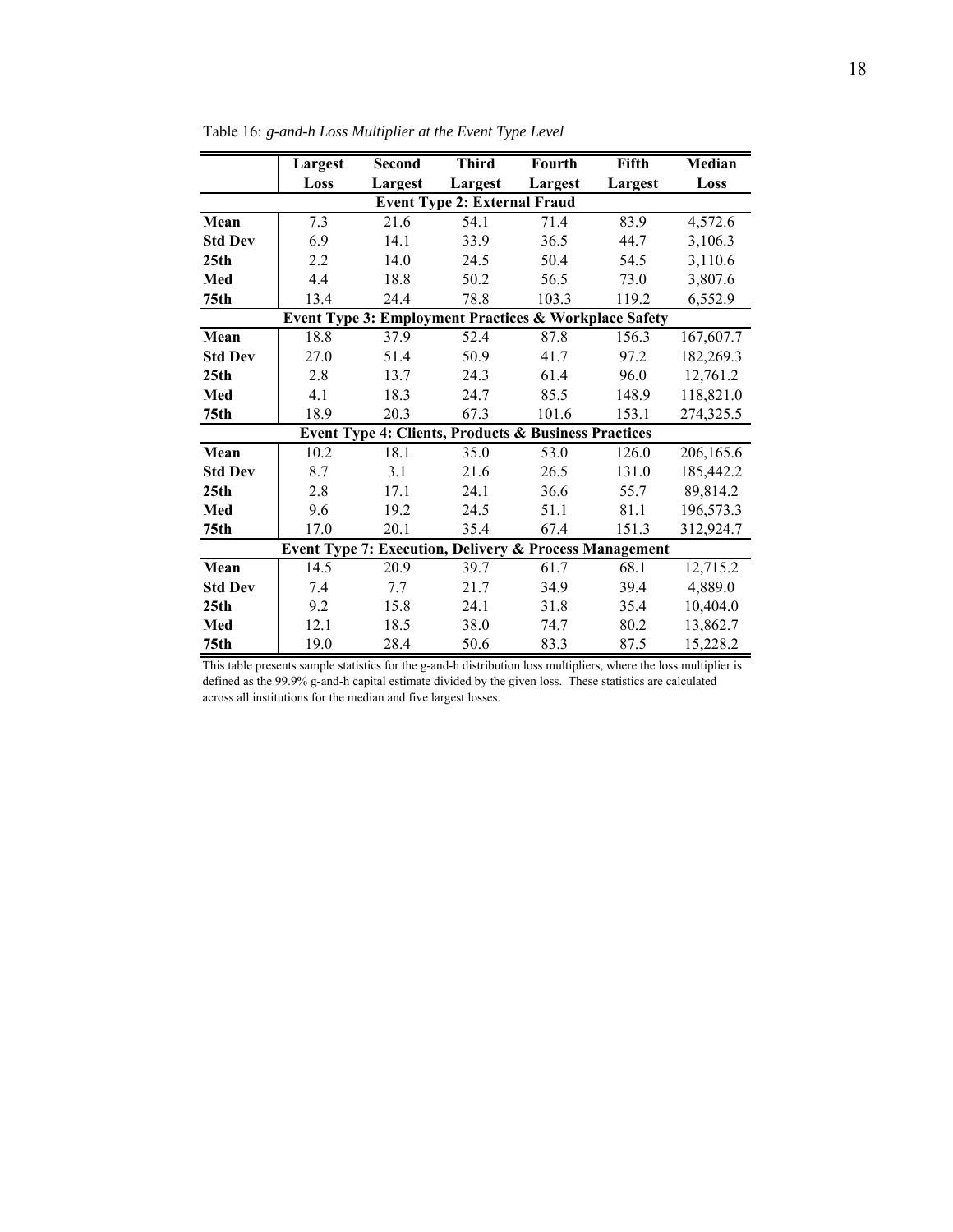Table 16: *g-and-h Loss Multiplier at the Event Type Level*

| | Largest Loss | Second Largest | Third Largest | Fourth Largest | Fifth Largest | Median Loss |
|---|---|---|---|---|---|---|
| **Event Type 2: External Fraud** | | | | | | |
| **Mean** | 7.3 | 21.6 | 54.1 | 71.4 | 83.9 | 4,572.6 |
| **Std Dev** | 6.9 | 14.1 | 33.9 | 36.5 | 44.7 | 3,106.3 |
| **25th** | 2.2 | 14.0 | 24.5 | 50.4 | 54.5 | 3,110.6 |
| **Med** | 4.4 | 18.8 | 50.2 | 56.5 | 73.0 | 3,807.6 |
| **75th** | 13.4 | 24.4 | 78.8 | 103.3 | 119.2 | 6,552.9 |
| **Event Type 3: Employment Practices & Workplace Safety** | | | | | | |
| **Mean** | 18.8 | 37.9 | 52.4 | 87.8 | 156.3 | 167,607.7 |
| **Std Dev** | 27.0 | 51.4 | 50.9 | 41.7 | 97.2 | 182,269.3 |
| **25th** | 2.8 | 13.7 | 24.3 | 61.4 | 96.0 | 12,761.2 |
| **Med** | 4.1 | 18.3 | 24.7 | 85.5 | 148.9 | 118,821.0 |
| **75th** | 18.9 | 20.3 | 67.3 | 101.6 | 153.1 | 274,325.5 |
| **Event Type 4: Clients, Products & Business Practices** | | | | | | |
| **Mean** | 10.2 | 18.1 | 35.0 | 53.0 | 126.0 | 206,165.6 |
| **Std Dev** | 8.7 | 3.1 | 21.6 | 26.5 | 131.0 | 185,442.2 |
| **25th** | 2.8 | 17.1 | 24.1 | 36.6 | 55.7 | 89,814.2 |
| **Med** | 9.6 | 19.2 | 24.5 | 51.1 | 81.1 | 196,573.3 |
| **75th** | 17.0 | 20.1 | 35.4 | 67.4 | 151.3 | 312,924.7 |
| **Event Type 7: Execution, Delivery & Process Management** | | | | | | |
| **Mean** | 14.5 | 20.9 | 39.7 | 61.7 | 68.1 | 12,715.2 |
| **Std Dev** | 7.4 | 7.7 | 21.7 | 34.9 | 39.4 | 4,889.0 |
| **25th** | 9.2 | 15.8 | 24.1 | 31.8 | 35.4 | 10,404.0 |
| **Med** | 12.1 | 18.5 | 38.0 | 74.7 | 80.2 | 13,862.7 |
| **75th** | 19.0 | 28.4 | 50.6 | 83.3 | 87.5 | 15,228.2 |

This table presents sample statistics for the g-and-h distribution loss multipliers, where the loss multiplier is defined as the 99.9% g-and-h capital estimate divided by the given loss. These statistics are calculated across all institutions for the median and five largest losses.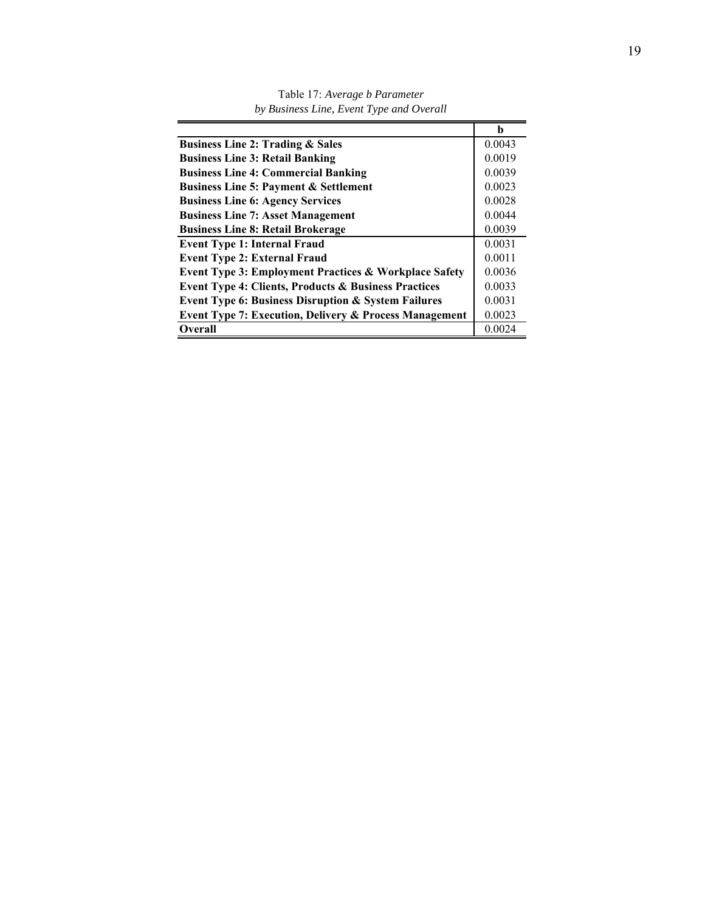Table 17: *Average b Parameter*
*by Business Line, Event Type and Overall*

| | b |
|---|---|
| **Business Line 2: Trading & Sales** | 0.0043 |
| **Business Line 3: Retail Banking** | 0.0019 |
| **Business Line 4: Commercial Banking** | 0.0039 |
| **Business Line 5: Payment & Settlement** | 0.0023 |
| **Business Line 6: Agency Services** | 0.0028 |
| **Business Line 7: Asset Management** | 0.0044 |
| **Business Line 8: Retail Brokerage** | 0.0039 |
| **Event Type 1: Internal Fraud** | 0.0031 |
| **Event Type 2: External Fraud** | 0.0011 |
| **Event Type 3: Employment Practices & Workplace Safety** | 0.0036 |
| **Event Type 4: Clients, Products & Business Practices** | 0.0033 |
| **Event Type 6: Business Disruption & System Failures** | 0.0031 |
| **Event Type 7: Execution, Delivery & Process Management** | 0.0023 |
| **Overall** | 0.0024 |